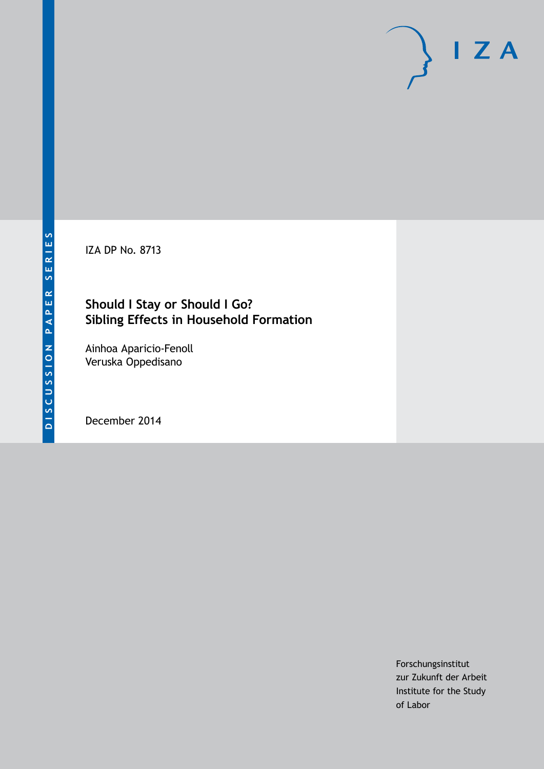DISCUSSION PAPER SERIES

IZA DP No. 8713

# Should I Stay or Should I Go? Sibling Effects in Household Formation

Ainhoa Aparicio-Fenoll
Veruska Oppedisano

December 2014

Forschungsinstitut
zur Zukunft der Arbeit
Institute for the Study
of Labor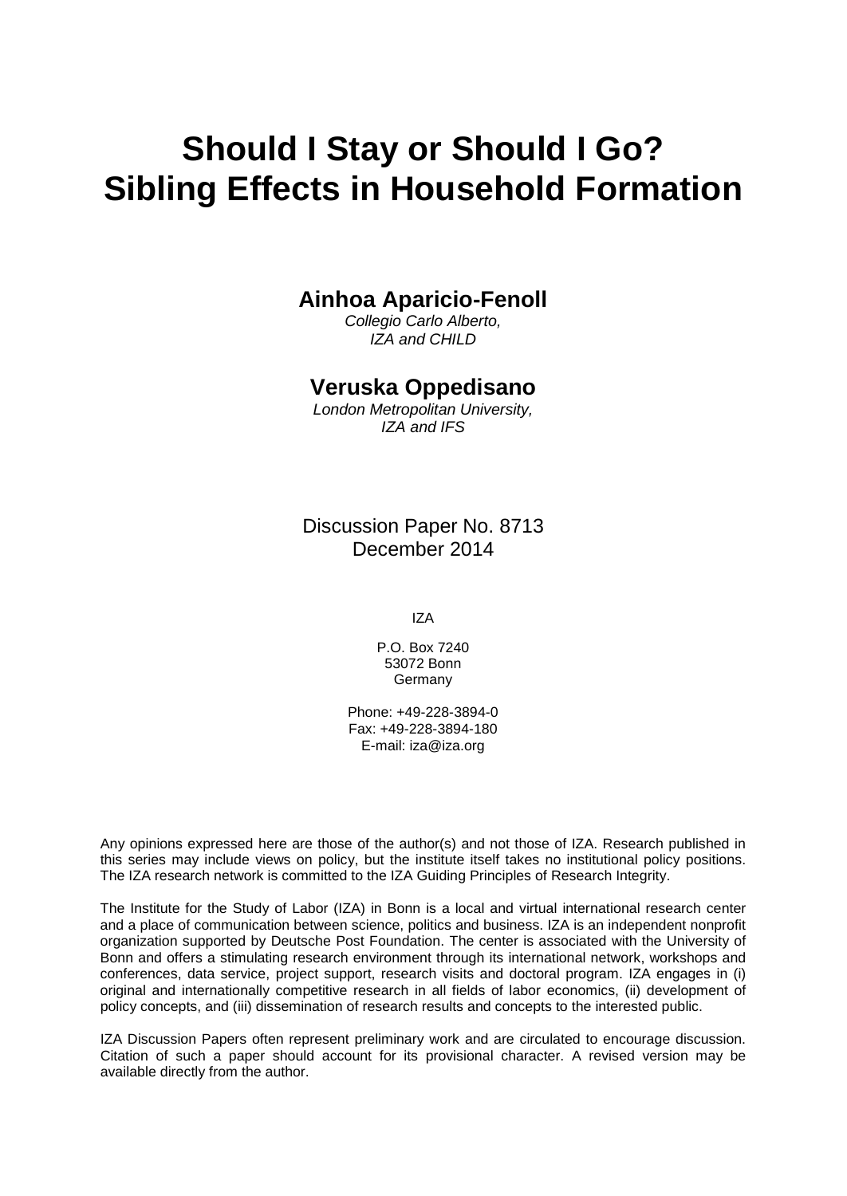# Should I Stay or Should I Go? Sibling Effects in Household Formation

**Ainhoa Aparicio-Fenoll**
*Collegio Carlo Alberto,*
*IZA and CHILD*

**Veruska Oppedisano**
*London Metropolitan University,*
*IZA and IFS*

Discussion Paper No. 8713
December 2014

IZA

P.O. Box 7240
53072 Bonn
Germany

Phone: +49-228-3894-0
Fax: +49-228-3894-180
E-mail: iza@iza.org

Any opinions expressed here are those of the author(s) and not those of IZA. Research published in this series may include views on policy, but the institute itself takes no institutional policy positions. The IZA research network is committed to the IZA Guiding Principles of Research Integrity.

The Institute for the Study of Labor (IZA) in Bonn is a local and virtual international research center and a place of communication between science, politics and business. IZA is an independent nonprofit organization supported by Deutsche Post Foundation. The center is associated with the University of Bonn and offers a stimulating research environment through its international network, workshops and conferences, data service, project support, research visits and doctoral program. IZA engages in (i) original and internationally competitive research in all fields of labor economics, (ii) development of policy concepts, and (iii) dissemination of research results and concepts to the interested public.

IZA Discussion Papers often represent preliminary work and are circulated to encourage discussion. Citation of such a paper should account for its provisional character. A revised version may be available directly from the author.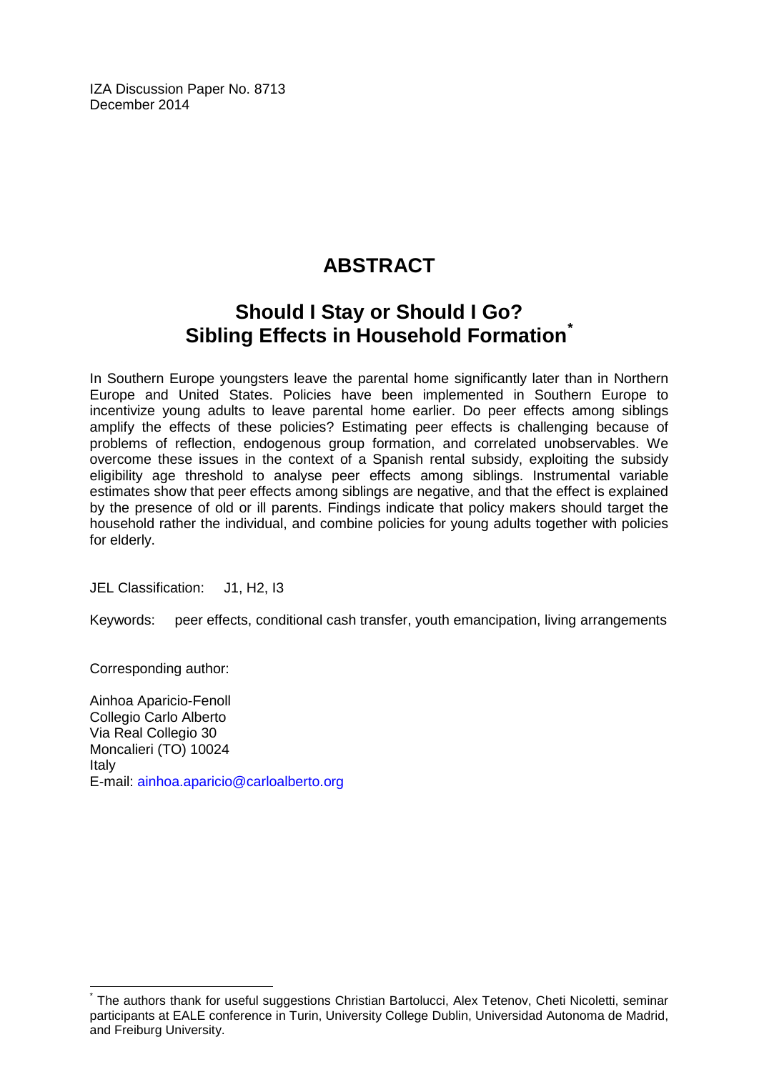IZA Discussion Paper No. 8713
December 2014

# ABSTRACT

## Should I Stay or Should I Go? Sibling Effects in Household Formation*

In Southern Europe youngsters leave the parental home significantly later than in Northern Europe and United States. Policies have been implemented in Southern Europe to incentivize young adults to leave parental home earlier. Do peer effects among siblings amplify the effects of these policies? Estimating peer effects is challenging because of problems of reflection, endogenous group formation, and correlated unobservables. We overcome these issues in the context of a Spanish rental subsidy, exploiting the subsidy eligibility age threshold to analyse peer effects among siblings. Instrumental variable estimates show that peer effects among siblings are negative, and that the effect is explained by the presence of old or ill parents. Findings indicate that policy makers should target the household rather the individual, and combine policies for young adults together with policies for elderly.

JEL Classification: J1, H2, I3

Keywords: peer effects, conditional cash transfer, youth emancipation, living arrangements

Corresponding author:

Ainhoa Aparicio-Fenoll
Collegio Carlo Alberto
Via Real Collegio 30
Moncalieri (TO) 10024
Italy
E-mail: ainhoa.aparicio@carloalberto.org

* The authors thank for useful suggestions Christian Bartolucci, Alex Tetenov, Cheti Nicoletti, seminar participants at EALE conference in Turin, University College Dublin, Universidad Autonoma de Madrid, and Freiburg University.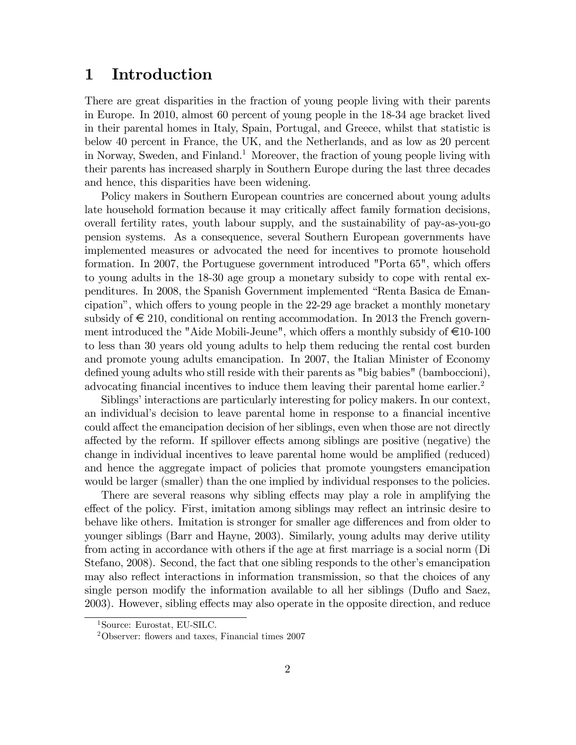# 1 Introduction

There are great disparities in the fraction of young people living with their parents in Europe. In 2010, almost 60 percent of young people in the 18-34 age bracket lived in their parental homes in Italy, Spain, Portugal, and Greece, whilst that statistic is below 40 percent in France, the UK, and the Netherlands, and as low as 20 percent in Norway, Sweden, and Finland.[1] Moreover, the fraction of young people living with their parents has increased sharply in Southern Europe during the last three decades and hence, this disparities have been widening.

Policy makers in Southern European countries are concerned about young adults late household formation because it may critically affect family formation decisions, overall fertility rates, youth labour supply, and the sustainability of pay-as-you-go pension systems. As a consequence, several Southern European governments have implemented measures or advocated the need for incentives to promote household formation. In 2007, the Portuguese government introduced "Porta 65", which offers to young adults in the 18-30 age group a monetary subsidy to cope with rental expenditures. In 2008, the Spanish Government implemented "Renta Basica de Emancipation", which offers to young people in the 22-29 age bracket a monthly monetary subsidy of € 210, conditional on renting accommodation. In 2013 the French government introduced the "Aide Mobili-Jeune", which offers a monthly subsidy of €10-100 to less than 30 years old young adults to help them reducing the rental cost burden and promote young adults emancipation. In 2007, the Italian Minister of Economy defined young adults who still reside with their parents as "big babies" (bamboccioni), advocating financial incentives to induce them leaving their parental home earlier.[2]

Siblings' interactions are particularly interesting for policy makers. In our context, an individual's decision to leave parental home in response to a financial incentive could affect the emancipation decision of her siblings, even when those are not directly affected by the reform. If spillover effects among siblings are positive (negative) the change in individual incentives to leave parental home would be amplified (reduced) and hence the aggregate impact of policies that promote youngsters emancipation would be larger (smaller) than the one implied by individual responses to the policies.

There are several reasons why sibling effects may play a role in amplifying the effect of the policy. First, imitation among siblings may reflect an intrinsic desire to behave like others. Imitation is stronger for smaller age differences and from older to younger siblings (Barr and Hayne, 2003). Similarly, young adults may derive utility from acting in accordance with others if the age at first marriage is a social norm (Di Stefano, 2008). Second, the fact that one sibling responds to the other's emancipation may also reflect interactions in information transmission, so that the choices of any single person modify the information available to all her siblings (Duflo and Saez, 2003). However, sibling effects may also operate in the opposite direction, and reduce

[1] Source: Eurostat, EU-SILC.

[2] Observer: flowers and taxes, Financial times 2007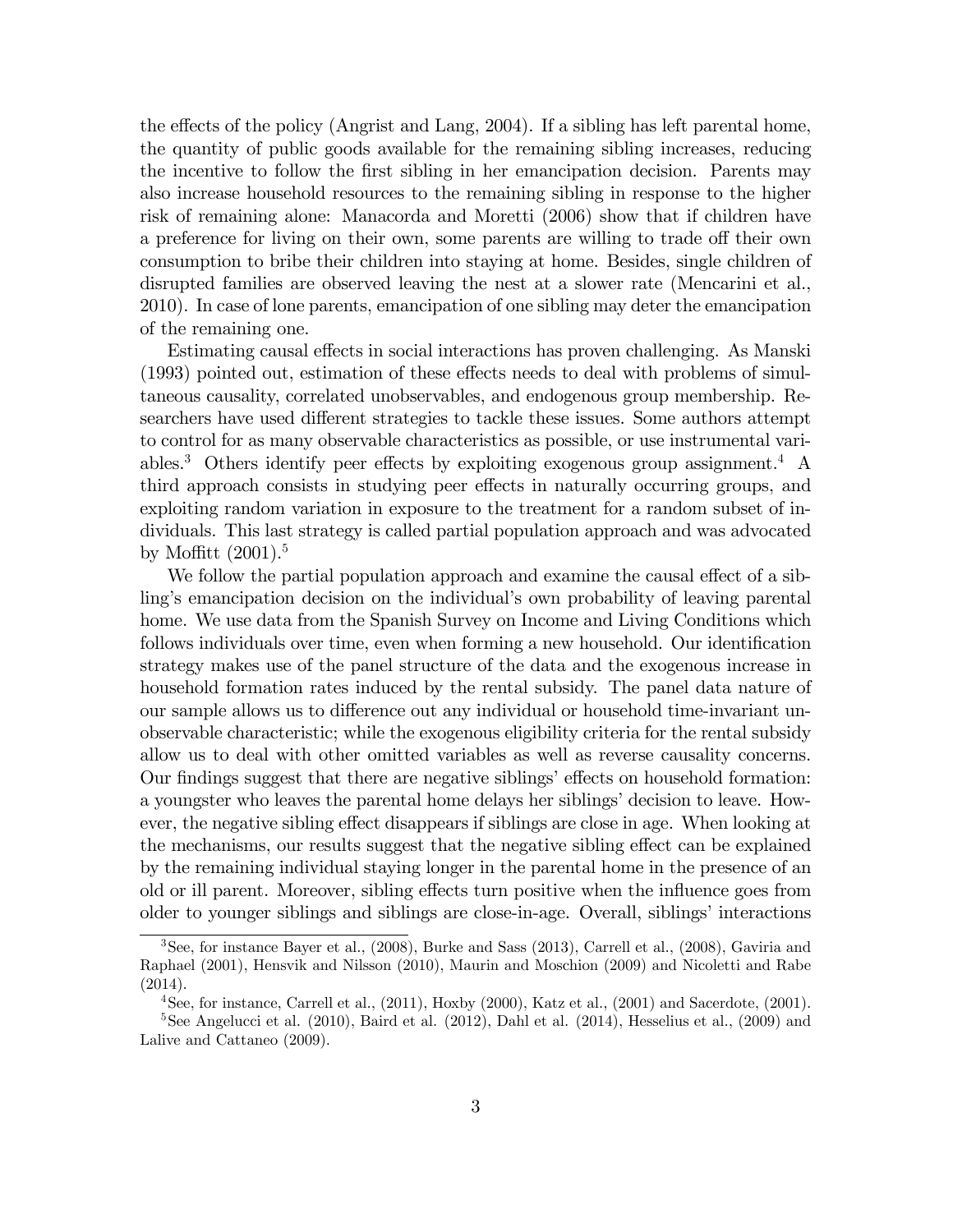the effects of the policy (Angrist and Lang, 2004). If a sibling has left parental home, the quantity of public goods available for the remaining sibling increases, reducing the incentive to follow the first sibling in her emancipation decision. Parents may also increase household resources to the remaining sibling in response to the higher risk of remaining alone: Manacorda and Moretti (2006) show that if children have a preference for living on their own, some parents are willing to trade off their own consumption to bribe their children into staying at home. Besides, single children of disrupted families are observed leaving the nest at a slower rate (Mencarini et al., 2010). In case of lone parents, emancipation of one sibling may deter the emancipation of the remaining one.

Estimating causal effects in social interactions has proven challenging. As Manski (1993) pointed out, estimation of these effects needs to deal with problems of simultaneous causality, correlated unobservables, and endogenous group membership. Researchers have used different strategies to tackle these issues. Some authors attempt to control for as many observable characteristics as possible, or use instrumental variables.[3] Others identify peer effects by exploiting exogenous group assignment.[4] A third approach consists in studying peer effects in naturally occurring groups, and exploiting random variation in exposure to the treatment for a random subset of individuals. This last strategy is called partial population approach and was advocated by Moffitt (2001).[5]

We follow the partial population approach and examine the causal effect of a sibling's emancipation decision on the individual's own probability of leaving parental home. We use data from the Spanish Survey on Income and Living Conditions which follows individuals over time, even when forming a new household. Our identification strategy makes use of the panel structure of the data and the exogenous increase in household formation rates induced by the rental subsidy. The panel data nature of our sample allows us to difference out any individual or household time-invariant unobservable characteristic; while the exogenous eligibility criteria for the rental subsidy allow us to deal with other omitted variables as well as reverse causality concerns. Our findings suggest that there are negative siblings' effects on household formation: a youngster who leaves the parental home delays her siblings' decision to leave. However, the negative sibling effect disappears if siblings are close in age. When looking at the mechanisms, our results suggest that the negative sibling effect can be explained by the remaining individual staying longer in the parental home in the presence of an old or ill parent. Moreover, sibling effects turn positive when the influence goes from older to younger siblings and siblings are close-in-age. Overall, siblings' interactions

[3] See, for instance Bayer et al., (2008), Burke and Sass (2013), Carrell et al., (2008), Gaviria and Raphael (2001), Hensvik and Nilsson (2010), Maurin and Moschion (2009) and Nicoletti and Rabe (2014).

[4] See, for instance, Carrell et al., (2011), Hoxby (2000), Katz et al., (2001) and Sacerdote, (2001).

[5] See Angelucci et al. (2010), Baird et al. (2012), Dahl et al. (2014), Hesselius et al., (2009) and Lalive and Cattaneo (2009).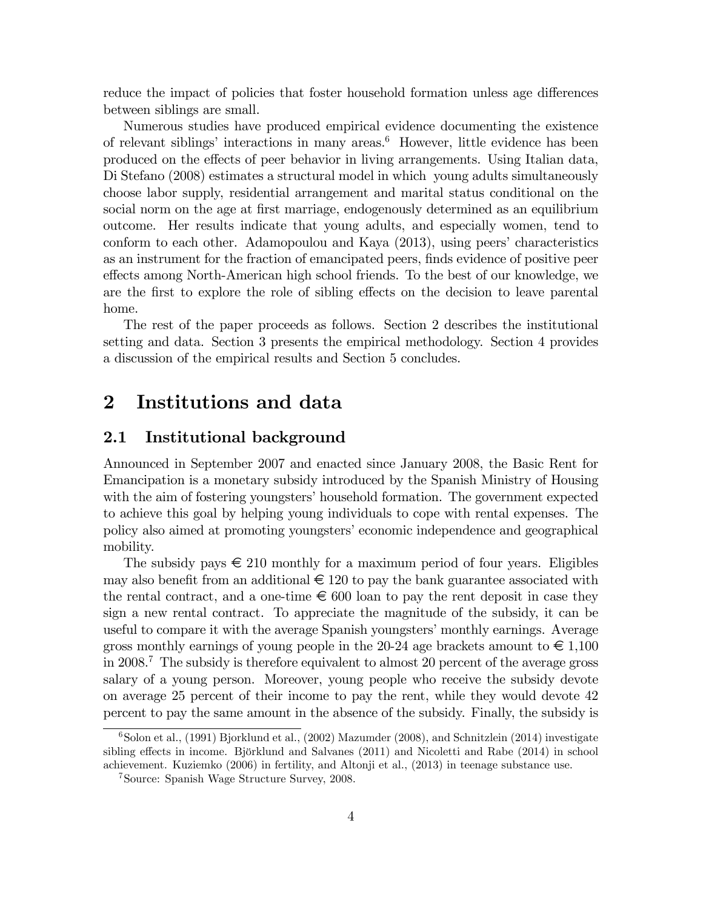reduce the impact of policies that foster household formation unless age differences between siblings are small.

Numerous studies have produced empirical evidence documenting the existence of relevant siblings' interactions in many areas.[6] However, little evidence has been produced on the effects of peer behavior in living arrangements. Using Italian data, Di Stefano (2008) estimates a structural model in which young adults simultaneously choose labor supply, residential arrangement and marital status conditional on the social norm on the age at first marriage, endogenously determined as an equilibrium outcome. Her results indicate that young adults, and especially women, tend to conform to each other. Adamopoulou and Kaya (2013), using peers' characteristics as an instrument for the fraction of emancipated peers, finds evidence of positive peer effects among North-American high school friends. To the best of our knowledge, we are the first to explore the role of sibling effects on the decision to leave parental home.

The rest of the paper proceeds as follows. Section 2 describes the institutional setting and data. Section 3 presents the empirical methodology. Section 4 provides a discussion of the empirical results and Section 5 concludes.

# 2 Institutions and data

## 2.1 Institutional background

Announced in September 2007 and enacted since January 2008, the Basic Rent for Emancipation is a monetary subsidy introduced by the Spanish Ministry of Housing with the aim of fostering youngsters' household formation. The government expected to achieve this goal by helping young individuals to cope with rental expenses. The policy also aimed at promoting youngsters' economic independence and geographical mobility.

The subsidy pays € 210 monthly for a maximum period of four years. Eligibles may also benefit from an additional € 120 to pay the bank guarantee associated with the rental contract, and a one-time € 600 loan to pay the rent deposit in case they sign a new rental contract. To appreciate the magnitude of the subsidy, it can be useful to compare it with the average Spanish youngsters' monthly earnings. Average gross monthly earnings of young people in the 20-24 age brackets amount to € 1,100 in 2008.[7] The subsidy is therefore equivalent to almost 20 percent of the average gross salary of a young person. Moreover, young people who receive the subsidy devote on average 25 percent of their income to pay the rent, while they would devote 42 percent to pay the same amount in the absence of the subsidy. Finally, the subsidy is

[6] Solon et al., (1991) Bjorklund et al., (2002) Mazumder (2008), and Schnitzlein (2014) investigate sibling effects in income. Björklund and Salvanes (2011) and Nicoletti and Rabe (2014) in school achievement. Kuziemko (2006) in fertility, and Altonji et al., (2013) in teenage substance use.

[7] Source: Spanish Wage Structure Survey, 2008.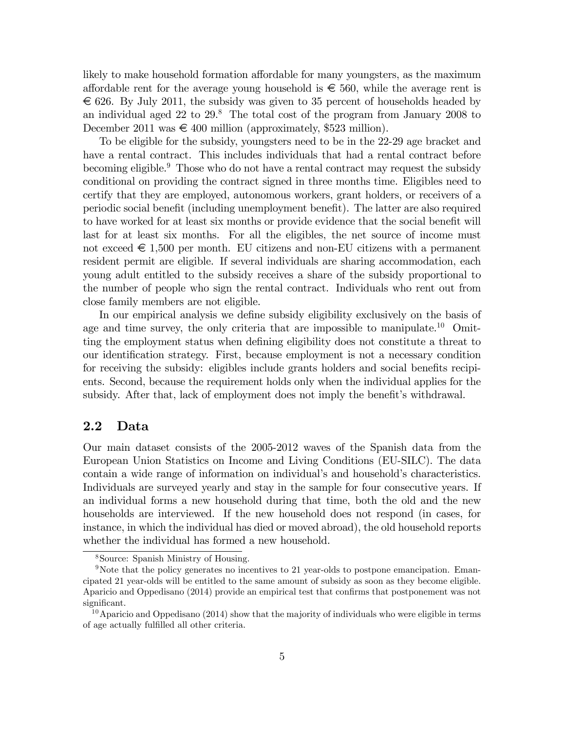likely to make household formation affordable for many youngsters, as the maximum affordable rent for the average young household is € 560, while the average rent is € 626. By July 2011, the subsidy was given to 35 percent of households headed by an individual aged 22 to 29.[8] The total cost of the program from January 2008 to December 2011 was € 400 million (approximately, $523 million).

To be eligible for the subsidy, youngsters need to be in the 22-29 age bracket and have a rental contract. This includes individuals that had a rental contract before becoming eligible.[9] Those who do not have a rental contract may request the subsidy conditional on providing the contract signed in three months time. Eligibles need to certify that they are employed, autonomous workers, grant holders, or receivers of a periodic social benefit (including unemployment benefit). The latter are also required to have worked for at least six months or provide evidence that the social benefit will last for at least six months. For all the eligibles, the net source of income must not exceed € 1,500 per month. EU citizens and non-EU citizens with a permanent resident permit are eligible. If several individuals are sharing accommodation, each young adult entitled to the subsidy receives a share of the subsidy proportional to the number of people who sign the rental contract. Individuals who rent out from close family members are not eligible.

In our empirical analysis we define subsidy eligibility exclusively on the basis of age and time survey, the only criteria that are impossible to manipulate.[10] Omitting the employment status when defining eligibility does not constitute a threat to our identification strategy. First, because employment is not a necessary condition for receiving the subsidy: eligibles include grants holders and social benefits recipients. Second, because the requirement holds only when the individual applies for the subsidy. After that, lack of employment does not imply the benefit's withdrawal.

## 2.2 Data

Our main dataset consists of the 2005-2012 waves of the Spanish data from the European Union Statistics on Income and Living Conditions (EU-SILC). The data contain a wide range of information on individual's and household's characteristics. Individuals are surveyed yearly and stay in the sample for four consecutive years. If an individual forms a new household during that time, both the old and the new households are interviewed. If the new household does not respond (in cases, for instance, in which the individual has died or moved abroad), the old household reports whether the individual has formed a new household.

[8] Source: Spanish Ministry of Housing.

[9] Note that the policy generates no incentives to 21 year-olds to postpone emancipation. Emancipated 21 year-olds will be entitled to the same amount of subsidy as soon as they become eligible. Aparicio and Oppedisano (2014) provide an empirical test that confirms that postponement was not significant.

[10] Aparicio and Oppedisano (2014) show that the majority of individuals who were eligible in terms of age actually fulfilled all other criteria.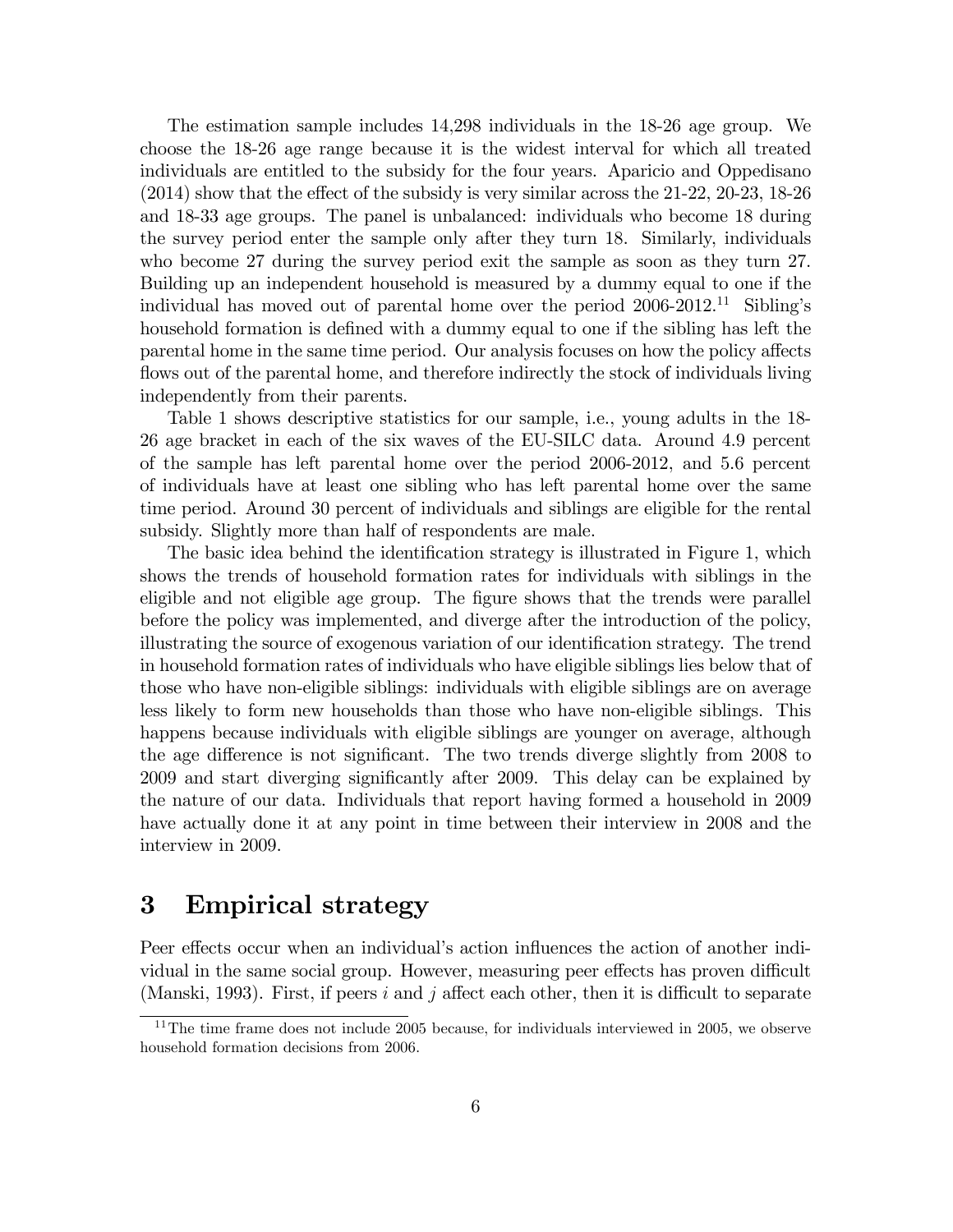The estimation sample includes 14,298 individuals in the 18-26 age group. We choose the 18-26 age range because it is the widest interval for which all treated individuals are entitled to the subsidy for the four years. Aparicio and Oppedisano (2014) show that the effect of the subsidy is very similar across the 21-22, 20-23, 18-26 and 18-33 age groups. The panel is unbalanced: individuals who become 18 during the survey period enter the sample only after they turn 18. Similarly, individuals who become 27 during the survey period exit the sample as soon as they turn 27. Building up an independent household is measured by a dummy equal to one if the individual has moved out of parental home over the period 2006-2012.[11] Sibling's household formation is defined with a dummy equal to one if the sibling has left the parental home in the same time period. Our analysis focuses on how the policy affects flows out of the parental home, and therefore indirectly the stock of individuals living independently from their parents.

Table 1 shows descriptive statistics for our sample, i.e., young adults in the 18-26 age bracket in each of the six waves of the EU-SILC data. Around 4.9 percent of the sample has left parental home over the period 2006-2012, and 5.6 percent of individuals have at least one sibling who has left parental home over the same time period. Around 30 percent of individuals and siblings are eligible for the rental subsidy. Slightly more than half of respondents are male.

The basic idea behind the identification strategy is illustrated in Figure 1, which shows the trends of household formation rates for individuals with siblings in the eligible and not eligible age group. The figure shows that the trends were parallel before the policy was implemented, and diverge after the introduction of the policy, illustrating the source of exogenous variation of our identification strategy. The trend in household formation rates of individuals who have eligible siblings lies below that of those who have non-eligible siblings: individuals with eligible siblings are on average less likely to form new households than those who have non-eligible siblings. This happens because individuals with eligible siblings are younger on average, although the age difference is not significant. The two trends diverge slightly from 2008 to 2009 and start diverging significantly after 2009. This delay can be explained by the nature of our data. Individuals that report having formed a household in 2009 have actually done it at any point in time between their interview in 2008 and the interview in 2009.

# 3 Empirical strategy

Peer effects occur when an individual's action influences the action of another individual in the same social group. However, measuring peer effects has proven difficult (Manski, 1993). First, if peers $i$ and $j$ affect each other, then it is difficult to separate

[11] The time frame does not include 2005 because, for individuals interviewed in 2005, we observe household formation decisions from 2006.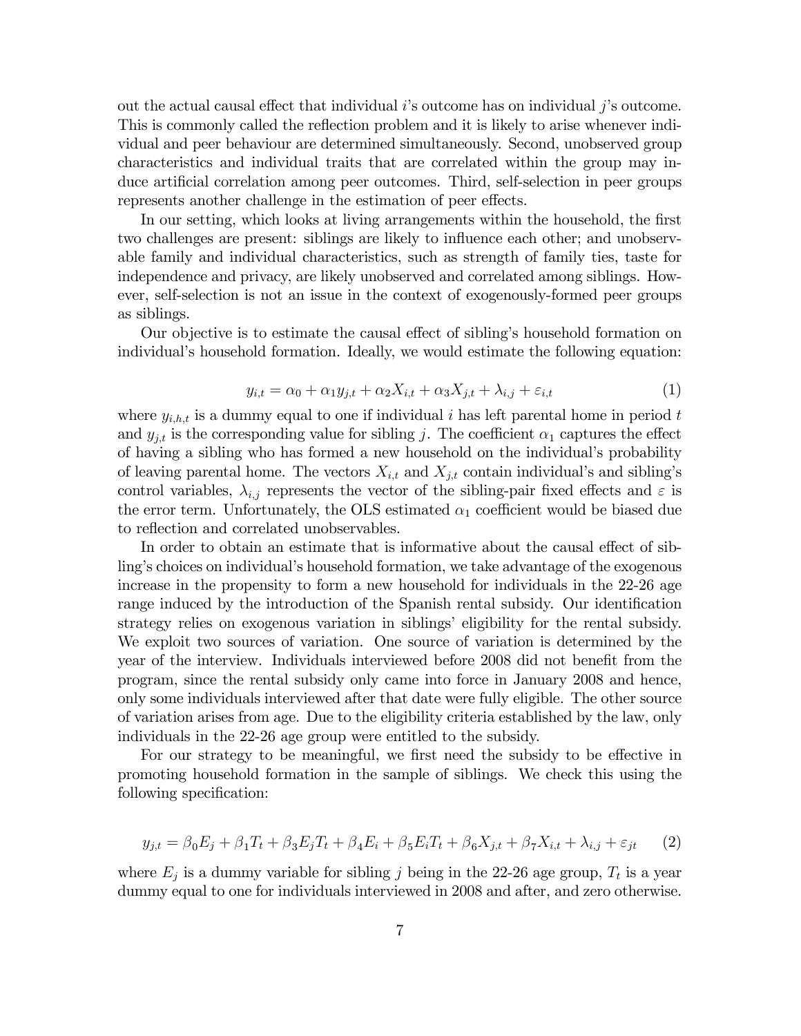out the actual causal effect that individual $i$'s outcome has on individual $j$'s outcome. This is commonly called the reflection problem and it is likely to arise whenever individual and peer behaviour are determined simultaneously. Second, unobserved group characteristics and individual traits that are correlated within the group may induce artificial correlation among peer outcomes. Third, self-selection in peer groups represents another challenge in the estimation of peer effects.

In our setting, which looks at living arrangements within the household, the first two challenges are present: siblings are likely to influence each other; and unobservable family and individual characteristics, such as strength of family ties, taste for independence and privacy, are likely unobserved and correlated among siblings. However, self-selection is not an issue in the context of exogenously-formed peer groups as siblings.

Our objective is to estimate the causal effect of sibling's household formation on individual's household formation. Ideally, we would estimate the following equation:

$$y_{i,t} = \alpha_0 + \alpha_1 y_{j,t} + \alpha_2 X_{i,t} + \alpha_3 X_{j,t} + \lambda_{i,j} + \varepsilon_{i,t} \tag{1}$$

where $y_{i,h,t}$ is a dummy equal to one if individual $i$ has left parental home in period $t$ and $y_{j,t}$ is the corresponding value for sibling $j$. The coefficient $\alpha_1$ captures the effect of having a sibling who has formed a new household on the individual's probability of leaving parental home. The vectors $X_{i,t}$ and $X_{j,t}$ contain individual's and sibling's control variables, $\lambda_{i,j}$ represents the vector of the sibling-pair fixed effects and $\varepsilon$ is the error term. Unfortunately, the OLS estimated $\alpha_1$ coefficient would be biased due to reflection and correlated unobservables.

In order to obtain an estimate that is informative about the causal effect of sibling's choices on individual's household formation, we take advantage of the exogenous increase in the propensity to form a new household for individuals in the 22-26 age range induced by the introduction of the Spanish rental subsidy. Our identification strategy relies on exogenous variation in siblings' eligibility for the rental subsidy. We exploit two sources of variation. One source of variation is determined by the year of the interview. Individuals interviewed before 2008 did not benefit from the program, since the rental subsidy only came into force in January 2008 and hence, only some individuals interviewed after that date were fully eligible. The other source of variation arises from age. Due to the eligibility criteria established by the law, only individuals in the 22-26 age group were entitled to the subsidy.

For our strategy to be meaningful, we first need the subsidy to be effective in promoting household formation in the sample of siblings. We check this using the following specification:

$$y_{j,t} = \beta_0 E_j + \beta_1 T_t + \beta_3 E_j T_t + \beta_4 E_i + \beta_5 E_i T_t + \beta_6 X_{j,t} + \beta_7 X_{i,t} + \lambda_{i,j} + \varepsilon_{jt} \tag{2}$$

where $E_j$ is a dummy variable for sibling $j$ being in the 22-26 age group, $T_t$ is a year dummy equal to one for individuals interviewed in 2008 and after, and zero otherwise.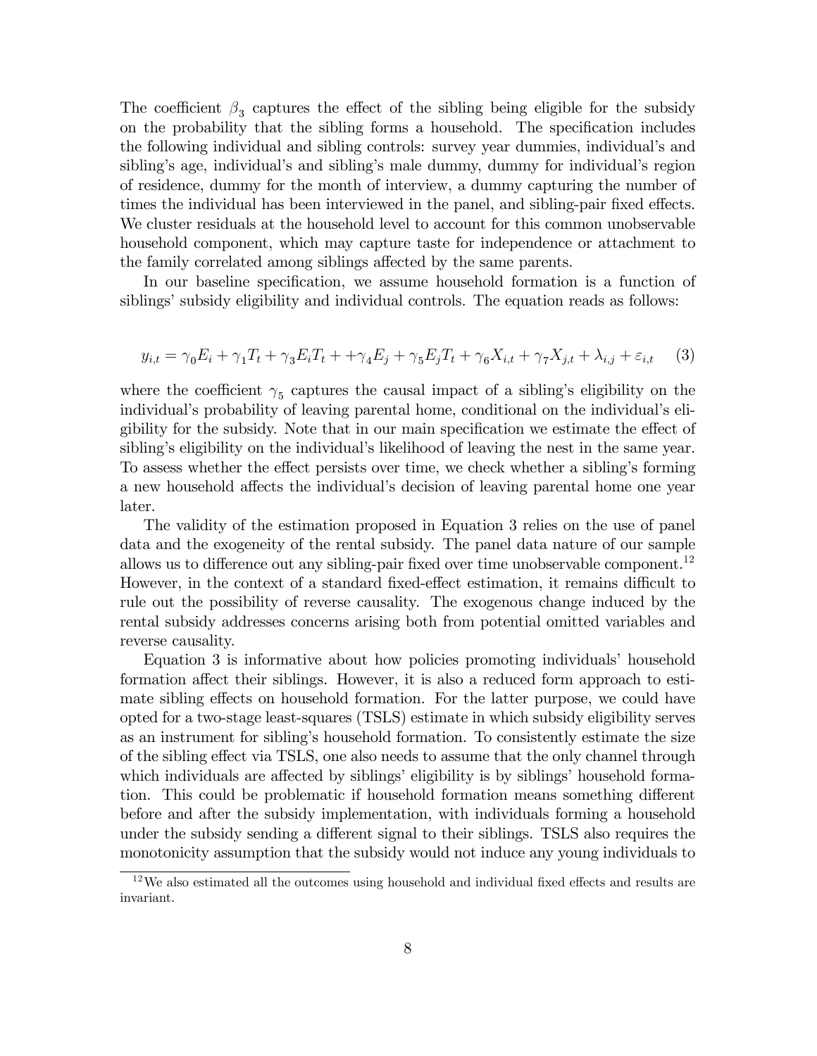The coefficient $\beta_3$ captures the effect of the sibling being eligible for the subsidy on the probability that the sibling forms a household. The specification includes the following individual and sibling controls: survey year dummies, individual's and sibling's age, individual's and sibling's male dummy, dummy for individual's region of residence, dummy for the month of interview, a dummy capturing the number of times the individual has been interviewed in the panel, and sibling-pair fixed effects. We cluster residuals at the household level to account for this common unobservable household component, which may capture taste for independence or attachment to the family correlated among siblings affected by the same parents.

In our baseline specification, we assume household formation is a function of siblings' subsidy eligibility and individual controls. The equation reads as follows:

$$y_{i,t} = \gamma_0 E_i + \gamma_1 T_t + \gamma_3 E_i T_t + +\gamma_4 E_j + \gamma_5 E_j T_t + \gamma_6 X_{i,t} + \gamma_7 X_{j,t} + \lambda_{i,j} + \varepsilon_{i,t} \quad (3)$$

where the coefficient $\gamma_5$ captures the causal impact of a sibling's eligibility on the individual's probability of leaving parental home, conditional on the individual's eligibility for the subsidy. Note that in our main specification we estimate the effect of sibling's eligibility on the individual's likelihood of leaving the nest in the same year. To assess whether the effect persists over time, we check whether a sibling's forming a new household affects the individual's decision of leaving parental home one year later.

The validity of the estimation proposed in Equation 3 relies on the use of panel data and the exogeneity of the rental subsidy. The panel data nature of our sample allows us to difference out any sibling-pair fixed over time unobservable component.[12] However, in the context of a standard fixed-effect estimation, it remains difficult to rule out the possibility of reverse causality. The exogenous change induced by the rental subsidy addresses concerns arising both from potential omitted variables and reverse causality.

Equation 3 is informative about how policies promoting individuals' household formation affect their siblings. However, it is also a reduced form approach to estimate sibling effects on household formation. For the latter purpose, we could have opted for a two-stage least-squares (TSLS) estimate in which subsidy eligibility serves as an instrument for sibling's household formation. To consistently estimate the size of the sibling effect via TSLS, one also needs to assume that the only channel through which individuals are affected by siblings' eligibility is by siblings' household formation. This could be problematic if household formation means something different before and after the subsidy implementation, with individuals forming a household under the subsidy sending a different signal to their siblings. TSLS also requires the monotonicity assumption that the subsidy would not induce any young individuals to

[12] We also estimated all the outcomes using household and individual fixed effects and results are invariant.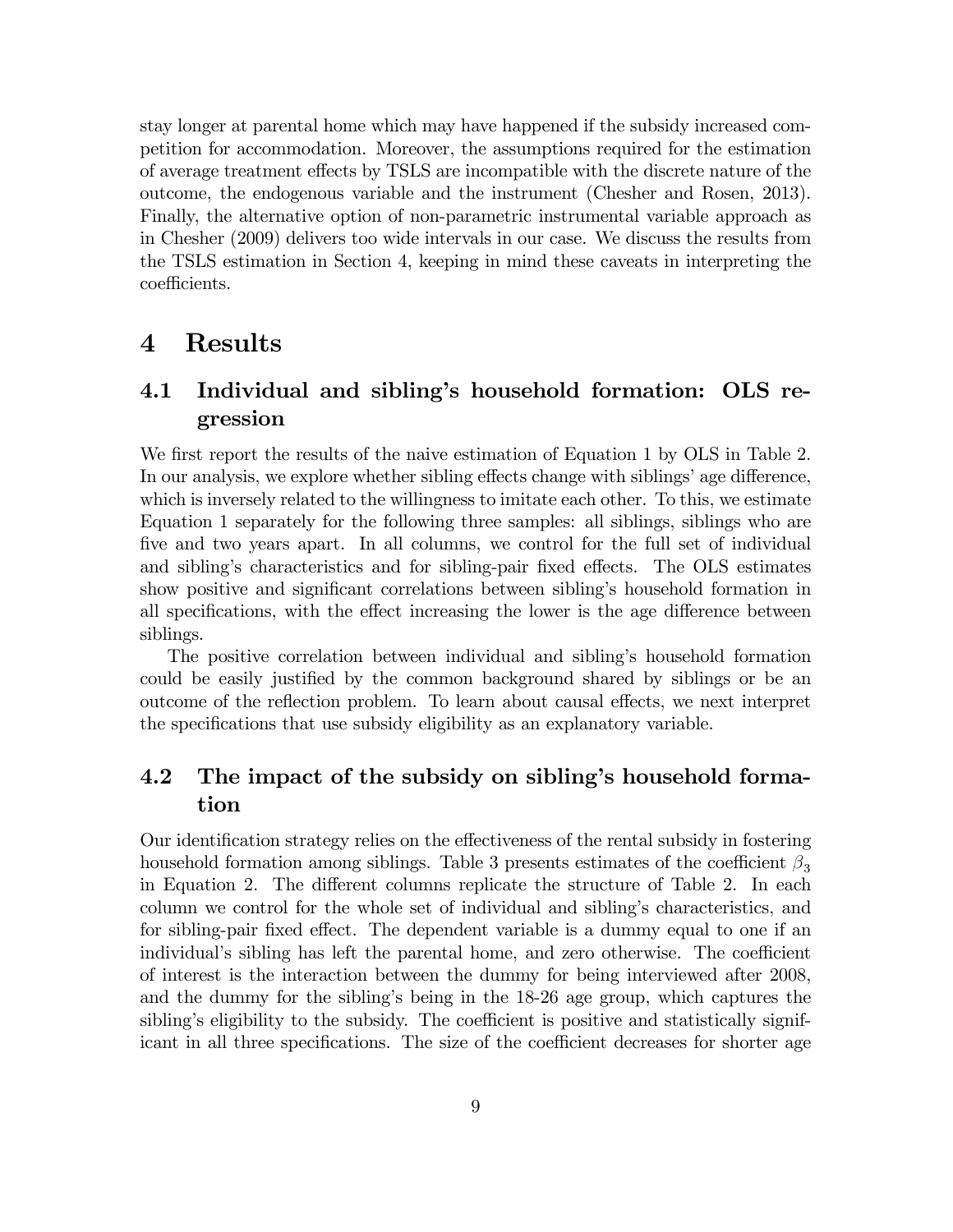stay longer at parental home which may have happened if the subsidy increased competition for accommodation. Moreover, the assumptions required for the estimation of average treatment effects by TSLS are incompatible with the discrete nature of the outcome, the endogenous variable and the instrument (Chesher and Rosen, 2013). Finally, the alternative option of non-parametric instrumental variable approach as in Chesher (2009) delivers too wide intervals in our case. We discuss the results from the TSLS estimation in Section 4, keeping in mind these caveats in interpreting the coefficients.

# 4 Results

## 4.1 Individual and sibling's household formation: OLS regression

We first report the results of the naive estimation of Equation 1 by OLS in Table 2. In our analysis, we explore whether sibling effects change with siblings' age difference, which is inversely related to the willingness to imitate each other. To this, we estimate Equation 1 separately for the following three samples: all siblings, siblings who are five and two years apart. In all columns, we control for the full set of individual and sibling's characteristics and for sibling-pair fixed effects. The OLS estimates show positive and significant correlations between sibling's household formation in all specifications, with the effect increasing the lower is the age difference between siblings.

The positive correlation between individual and sibling's household formation could be easily justified by the common background shared by siblings or be an outcome of the reflection problem. To learn about causal effects, we next interpret the specifications that use subsidy eligibility as an explanatory variable.

## 4.2 The impact of the subsidy on sibling's household formation

Our identification strategy relies on the effectiveness of the rental subsidy in fostering household formation among siblings. Table 3 presents estimates of the coefficient $\beta_3$ in Equation 2. The different columns replicate the structure of Table 2. In each column we control for the whole set of individual and sibling's characteristics, and for sibling-pair fixed effect. The dependent variable is a dummy equal to one if an individual's sibling has left the parental home, and zero otherwise. The coefficient of interest is the interaction between the dummy for being interviewed after 2008, and the dummy for the sibling's being in the 18-26 age group, which captures the sibling's eligibility to the subsidy. The coefficient is positive and statistically significant in all three specifications. The size of the coefficient decreases for shorter age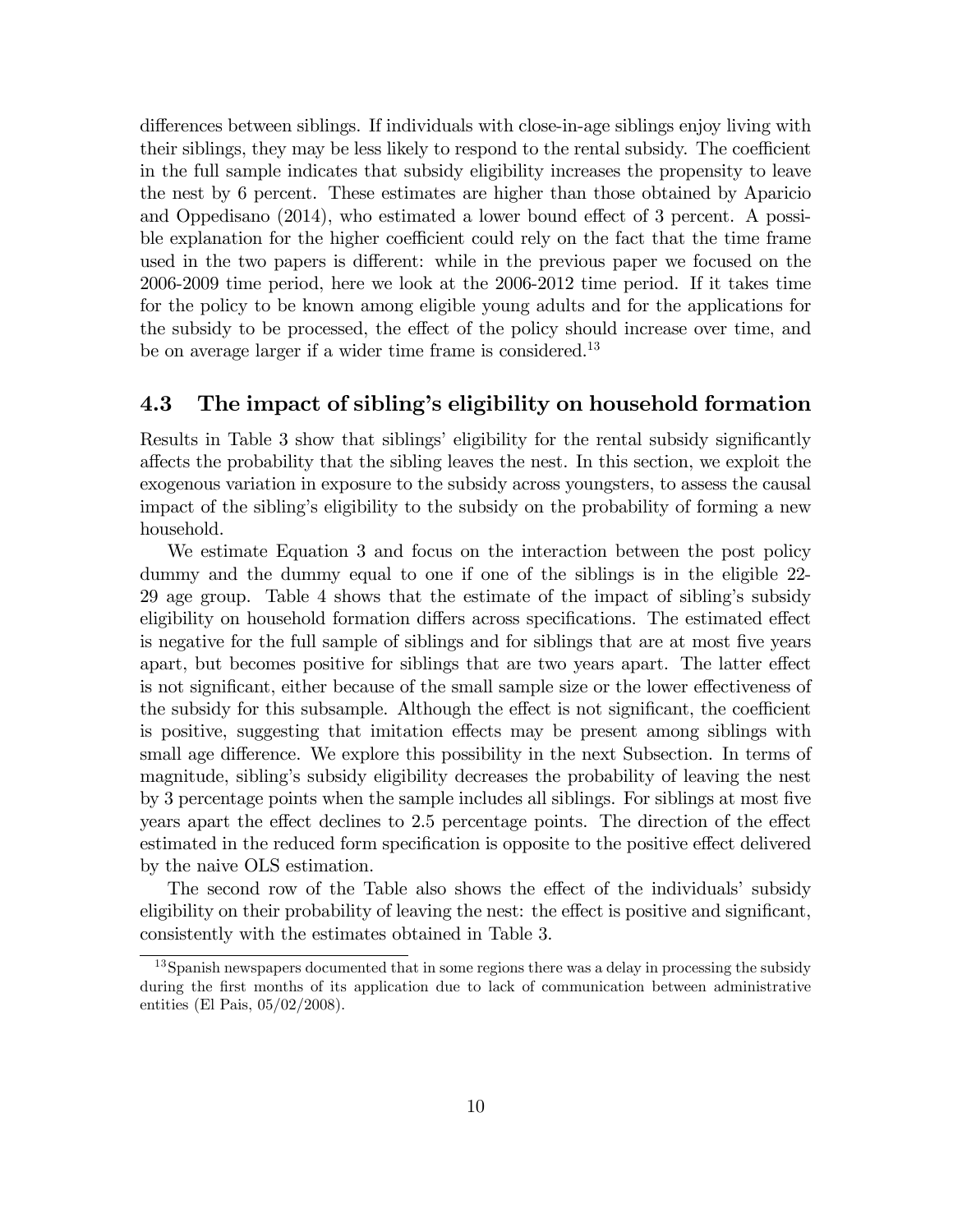differences between siblings. If individuals with close-in-age siblings enjoy living with their siblings, they may be less likely to respond to the rental subsidy. The coefficient in the full sample indicates that subsidy eligibility increases the propensity to leave the nest by 6 percent. These estimates are higher than those obtained by Aparicio and Oppedisano (2014), who estimated a lower bound effect of 3 percent. A possible explanation for the higher coefficient could rely on the fact that the time frame used in the two papers is different: while in the previous paper we focused on the 2006-2009 time period, here we look at the 2006-2012 time period. If it takes time for the policy to be known among eligible young adults and for the applications for the subsidy to be processed, the effect of the policy should increase over time, and be on average larger if a wider time frame is considered.[13]

## 4.3 The impact of sibling's eligibility on household formation

Results in Table 3 show that siblings' eligibility for the rental subsidy significantly affects the probability that the sibling leaves the nest. In this section, we exploit the exogenous variation in exposure to the subsidy across youngsters, to assess the causal impact of the sibling's eligibility to the subsidy on the probability of forming a new household.

We estimate Equation 3 and focus on the interaction between the post policy dummy and the dummy equal to one if one of the siblings is in the eligible 22-29 age group. Table 4 shows that the estimate of the impact of sibling's subsidy eligibility on household formation differs across specifications. The estimated effect is negative for the full sample of siblings and for siblings that are at most five years apart, but becomes positive for siblings that are two years apart. The latter effect is not significant, either because of the small sample size or the lower effectiveness of the subsidy for this subsample. Although the effect is not significant, the coefficient is positive, suggesting that imitation effects may be present among siblings with small age difference. We explore this possibility in the next Subsection. In terms of magnitude, sibling's subsidy eligibility decreases the probability of leaving the nest by 3 percentage points when the sample includes all siblings. For siblings at most five years apart the effect declines to 2.5 percentage points. The direction of the effect estimated in the reduced form specification is opposite to the positive effect delivered by the naive OLS estimation.

The second row of the Table also shows the effect of the individuals' subsidy eligibility on their probability of leaving the nest: the effect is positive and significant, consistently with the estimates obtained in Table 3.

[13] Spanish newspapers documented that in some regions there was a delay in processing the subsidy during the first months of its application due to lack of communication between administrative entities (El Pais, 05/02/2008).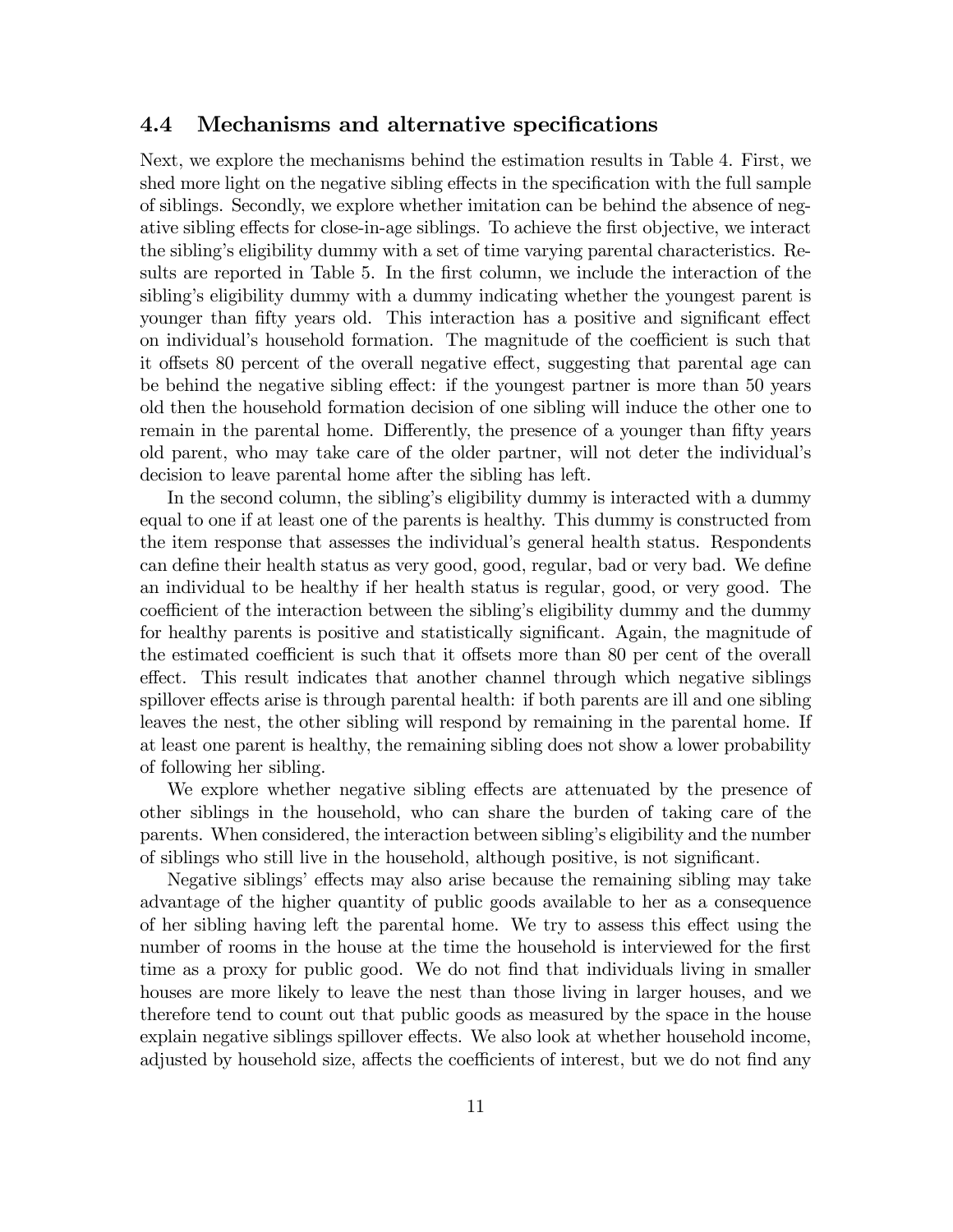### 4.4 Mechanisms and alternative specifications

Next, we explore the mechanisms behind the estimation results in Table 4. First, we shed more light on the negative sibling effects in the specification with the full sample of siblings. Secondly, we explore whether imitation can be behind the absence of negative sibling effects for close-in-age siblings. To achieve the first objective, we interact the sibling's eligibility dummy with a set of time varying parental characteristics. Results are reported in Table 5. In the first column, we include the interaction of the sibling's eligibility dummy with a dummy indicating whether the youngest parent is younger than fifty years old. This interaction has a positive and significant effect on individual's household formation. The magnitude of the coefficient is such that it offsets 80 percent of the overall negative effect, suggesting that parental age can be behind the negative sibling effect: if the youngest partner is more than 50 years old then the household formation decision of one sibling will induce the other one to remain in the parental home. Differently, the presence of a younger than fifty years old parent, who may take care of the older partner, will not deter the individual's decision to leave parental home after the sibling has left.

In the second column, the sibling's eligibility dummy is interacted with a dummy equal to one if at least one of the parents is healthy. This dummy is constructed from the item response that assesses the individual's general health status. Respondents can define their health status as very good, good, regular, bad or very bad. We define an individual to be healthy if her health status is regular, good, or very good. The coefficient of the interaction between the sibling's eligibility dummy and the dummy for healthy parents is positive and statistically significant. Again, the magnitude of the estimated coefficient is such that it offsets more than 80 per cent of the overall effect. This result indicates that another channel through which negative siblings spillover effects arise is through parental health: if both parents are ill and one sibling leaves the nest, the other sibling will respond by remaining in the parental home. If at least one parent is healthy, the remaining sibling does not show a lower probability of following her sibling.

We explore whether negative sibling effects are attenuated by the presence of other siblings in the household, who can share the burden of taking care of the parents. When considered, the interaction between sibling's eligibility and the number of siblings who still live in the household, although positive, is not significant.

Negative siblings' effects may also arise because the remaining sibling may take advantage of the higher quantity of public goods available to her as a consequence of her sibling having left the parental home. We try to assess this effect using the number of rooms in the house at the time the household is interviewed for the first time as a proxy for public good. We do not find that individuals living in smaller houses are more likely to leave the nest than those living in larger houses, and we therefore tend to count out that public goods as measured by the space in the house explain negative siblings spillover effects. We also look at whether household income, adjusted by household size, affects the coefficients of interest, but we do not find any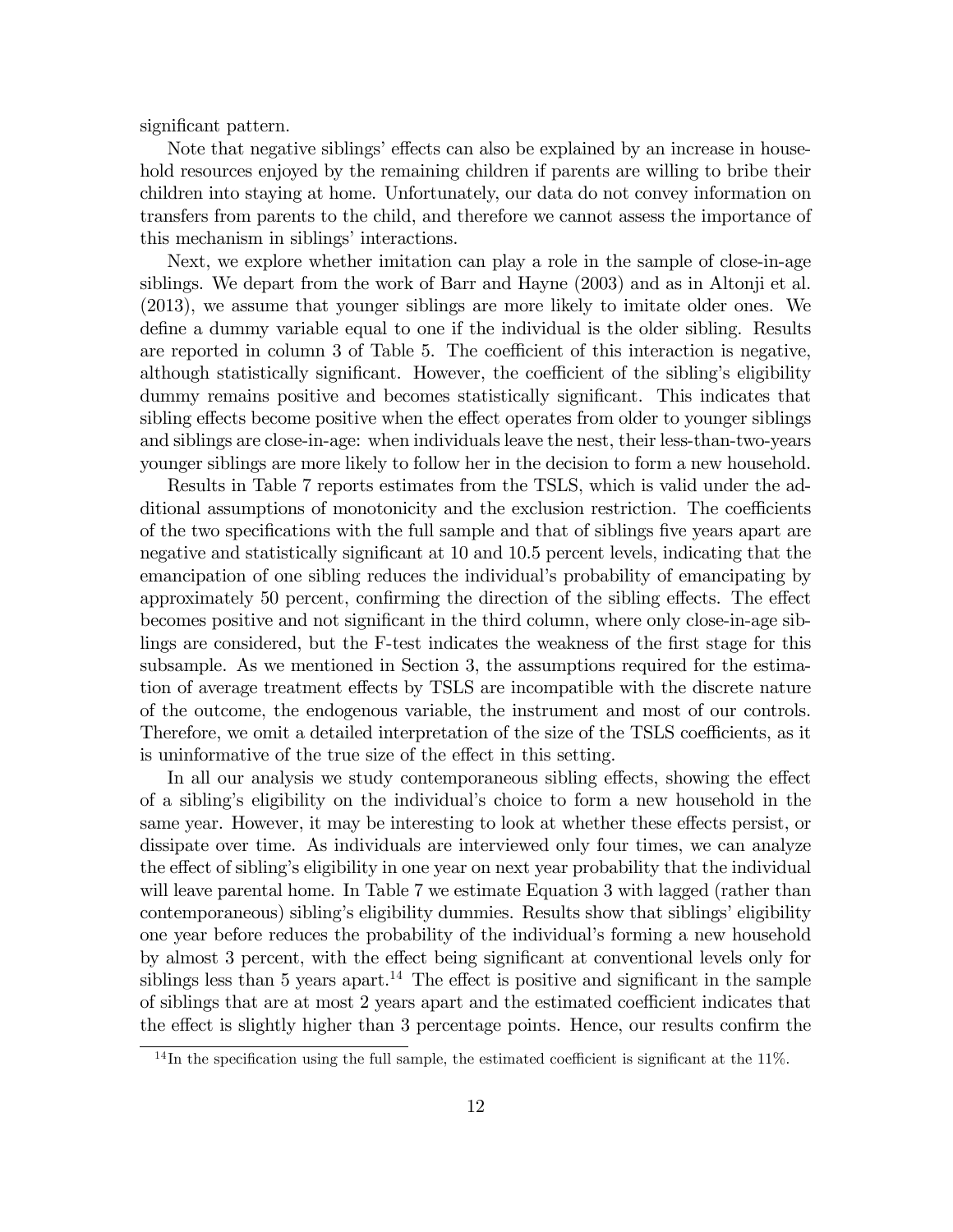significant pattern.

Note that negative siblings' effects can also be explained by an increase in household resources enjoyed by the remaining children if parents are willing to bribe their children into staying at home. Unfortunately, our data do not convey information on transfers from parents to the child, and therefore we cannot assess the importance of this mechanism in siblings' interactions.

Next, we explore whether imitation can play a role in the sample of close-in-age siblings. We depart from the work of Barr and Hayne (2003) and as in Altonji et al. (2013), we assume that younger siblings are more likely to imitate older ones. We define a dummy variable equal to one if the individual is the older sibling. Results are reported in column 3 of Table 5. The coefficient of this interaction is negative, although statistically significant. However, the coefficient of the sibling's eligibility dummy remains positive and becomes statistically significant. This indicates that sibling effects become positive when the effect operates from older to younger siblings and siblings are close-in-age: when individuals leave the nest, their less-than-two-years younger siblings are more likely to follow her in the decision to form a new household.

Results in Table 7 reports estimates from the TSLS, which is valid under the additional assumptions of monotonicity and the exclusion restriction. The coefficients of the two specifications with the full sample and that of siblings five years apart are negative and statistically significant at 10 and 10.5 percent levels, indicating that the emancipation of one sibling reduces the individual's probability of emancipating by approximately 50 percent, confirming the direction of the sibling effects. The effect becomes positive and not significant in the third column, where only close-in-age siblings are considered, but the F-test indicates the weakness of the first stage for this subsample. As we mentioned in Section 3, the assumptions required for the estimation of average treatment effects by TSLS are incompatible with the discrete nature of the outcome, the endogenous variable, the instrument and most of our controls. Therefore, we omit a detailed interpretation of the size of the TSLS coefficients, as it is uninformative of the true size of the effect in this setting.

In all our analysis we study contemporaneous sibling effects, showing the effect of a sibling's eligibility on the individual's choice to form a new household in the same year. However, it may be interesting to look at whether these effects persist, or dissipate over time. As individuals are interviewed only four times, we can analyze the effect of sibling's eligibility in one year on next year probability that the individual will leave parental home. In Table 7 we estimate Equation 3 with lagged (rather than contemporaneous) sibling's eligibility dummies. Results show that siblings' eligibility one year before reduces the probability of the individual's forming a new household by almost 3 percent, with the effect being significant at conventional levels only for siblings less than 5 years apart.[14] The effect is positive and significant in the sample of siblings that are at most 2 years apart and the estimated coefficient indicates that the effect is slightly higher than 3 percentage points. Hence, our results confirm the

[14] In the specification using the full sample, the estimated coefficient is significant at the 11%.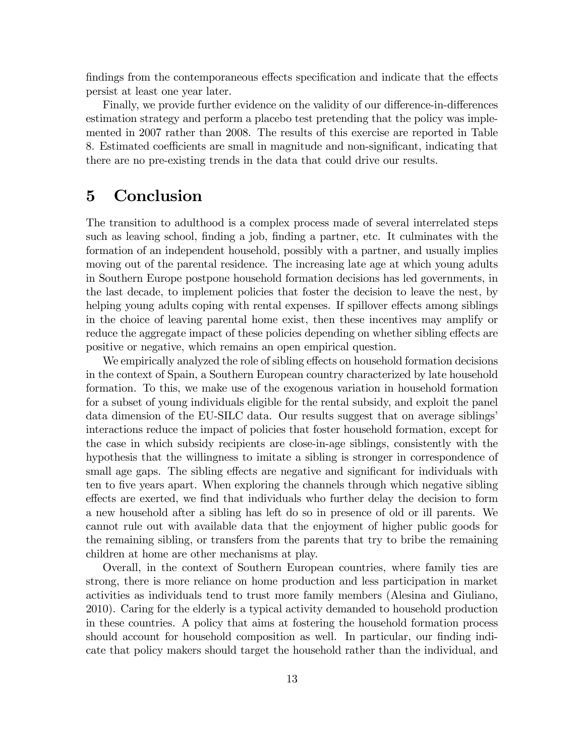findings from the contemporaneous effects specification and indicate that the effects persist at least one year later.

Finally, we provide further evidence on the validity of our difference-in-differences estimation strategy and perform a placebo test pretending that the policy was implemented in 2007 rather than 2008. The results of this exercise are reported in Table 8. Estimated coefficients are small in magnitude and non-significant, indicating that there are no pre-existing trends in the data that could drive our results.

# 5 Conclusion

The transition to adulthood is a complex process made of several interrelated steps such as leaving school, finding a job, finding a partner, etc. It culminates with the formation of an independent household, possibly with a partner, and usually implies moving out of the parental residence. The increasing late age at which young adults in Southern Europe postpone household formation decisions has led governments, in the last decade, to implement policies that foster the decision to leave the nest, by helping young adults coping with rental expenses. If spillover effects among siblings in the choice of leaving parental home exist, then these incentives may amplify or reduce the aggregate impact of these policies depending on whether sibling effects are positive or negative, which remains an open empirical question.

We empirically analyzed the role of sibling effects on household formation decisions in the context of Spain, a Southern European country characterized by late household formation. To this, we make use of the exogenous variation in household formation for a subset of young individuals eligible for the rental subsidy, and exploit the panel data dimension of the EU-SILC data. Our results suggest that on average siblings' interactions reduce the impact of policies that foster household formation, except for the case in which subsidy recipients are close-in-age siblings, consistently with the hypothesis that the willingness to imitate a sibling is stronger in correspondence of small age gaps. The sibling effects are negative and significant for individuals with ten to five years apart. When exploring the channels through which negative sibling effects are exerted, we find that individuals who further delay the decision to form a new household after a sibling has left do so in presence of old or ill parents. We cannot rule out with available data that the enjoyment of higher public goods for the remaining sibling, or transfers from the parents that try to bribe the remaining children at home are other mechanisms at play.

Overall, in the context of Southern European countries, where family ties are strong, there is more reliance on home production and less participation in market activities as individuals tend to trust more family members (Alesina and Giuliano, 2010). Caring for the elderly is a typical activity demanded to household production in these countries. A policy that aims at fostering the household formation process should account for household composition as well. In particular, our finding indicate that policy makers should target the household rather than the individual, and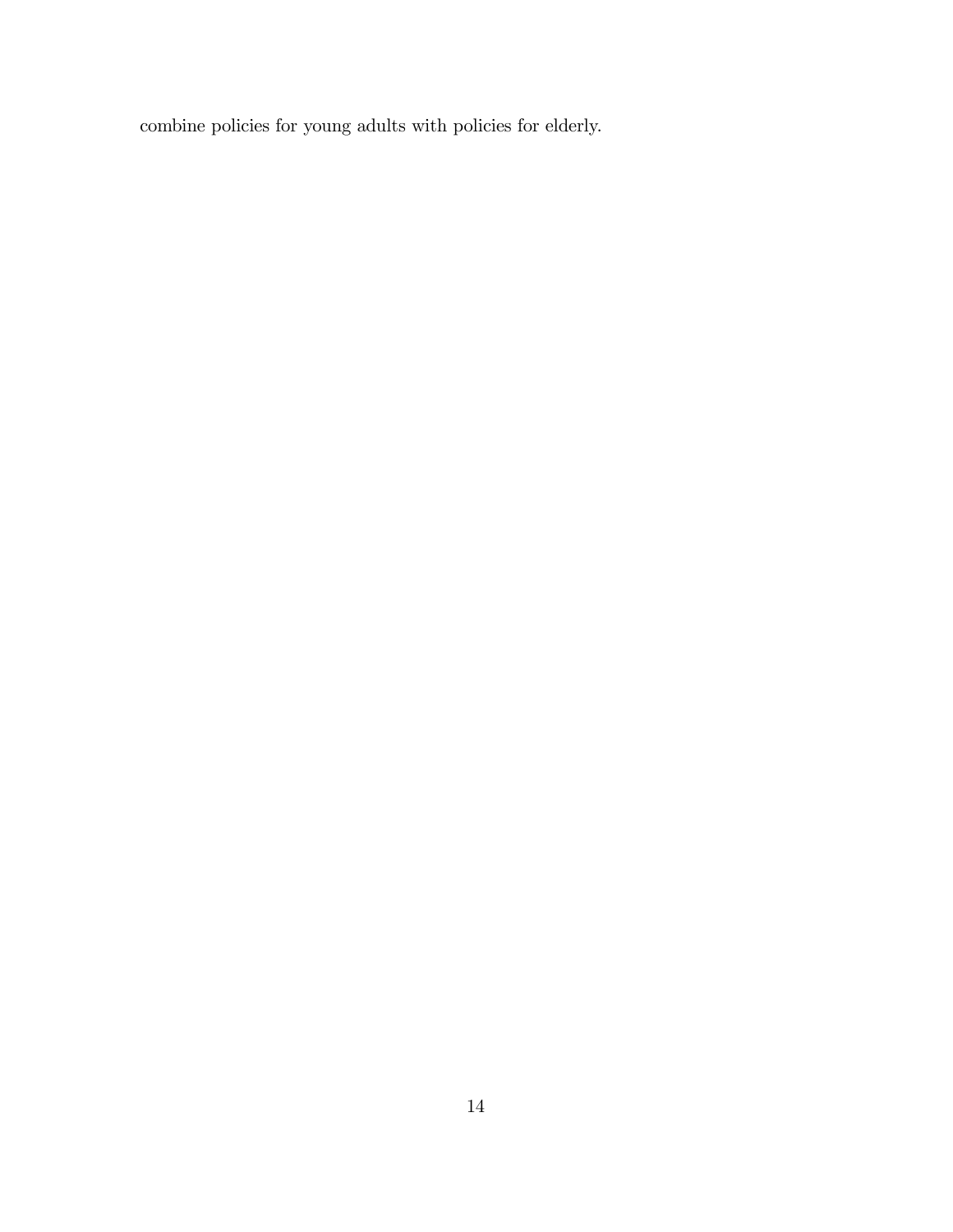combine policies for young adults with policies for elderly.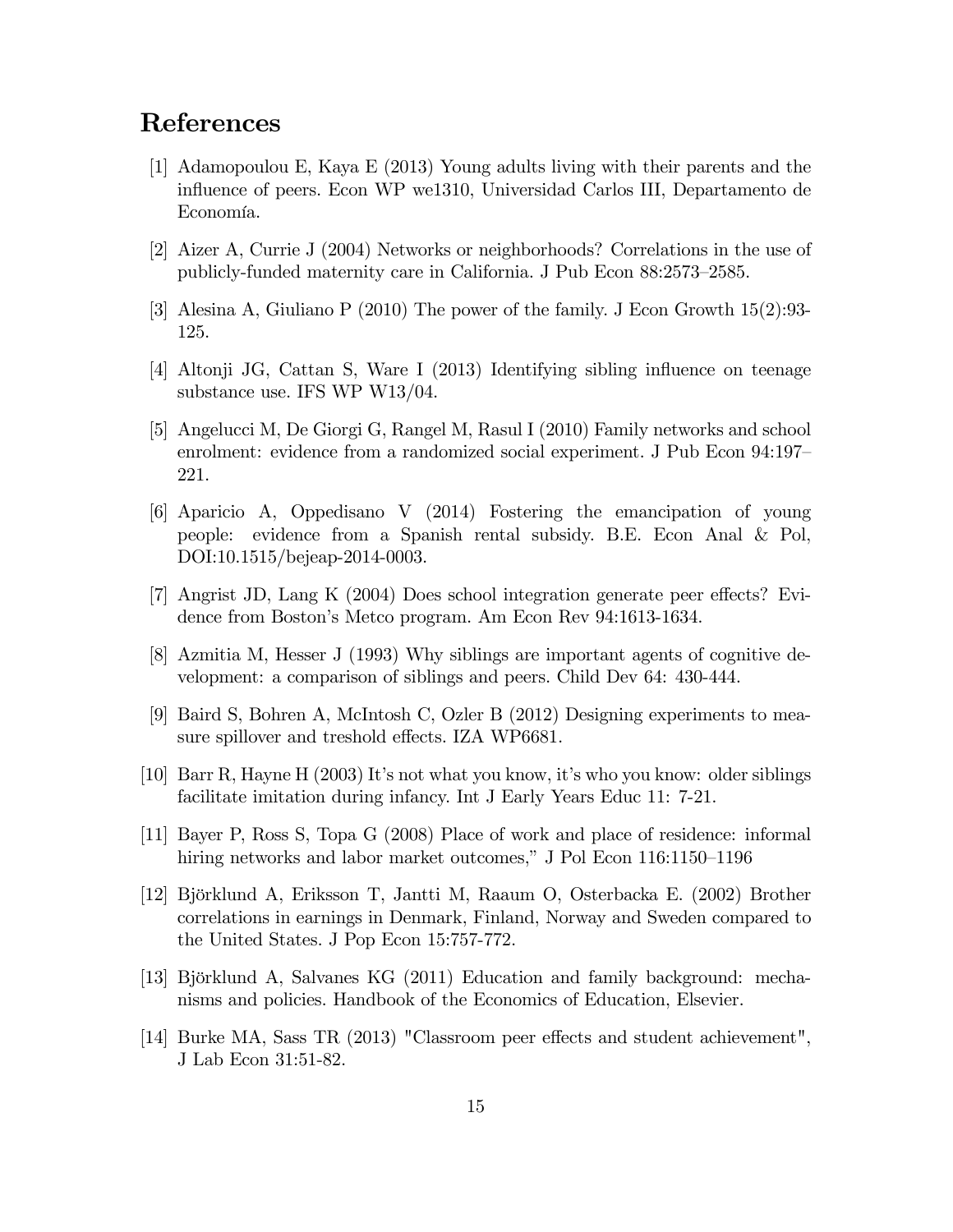## References

[1] Adamopoulou E, Kaya E (2013) Young adults living with their parents and the influence of peers. Econ WP we1310, Universidad Carlos III, Departamento de Economía.

[2] Aizer A, Currie J (2004) Networks or neighborhoods? Correlations in the use of publicly-funded maternity care in California. J Pub Econ 88:2573–2585.

[3] Alesina A, Giuliano P (2010) The power of the family. J Econ Growth 15(2):93-125.

[4] Altonji JG, Cattan S, Ware I (2013) Identifying sibling influence on teenage substance use. IFS WP W13/04.

[5] Angelucci M, De Giorgi G, Rangel M, Rasul I (2010) Family networks and school enrolment: evidence from a randomized social experiment. J Pub Econ 94:197–221.

[6] Aparicio A, Oppedisano V (2014) Fostering the emancipation of young people: evidence from a Spanish rental subsidy. B.E. Econ Anal & Pol, DOI:10.1515/bejeap-2014-0003.

[7] Angrist JD, Lang K (2004) Does school integration generate peer effects? Evidence from Boston's Metco program. Am Econ Rev 94:1613-1634.

[8] Azmitia M, Hesser J (1993) Why siblings are important agents of cognitive development: a comparison of siblings and peers. Child Dev 64: 430-444.

[9] Baird S, Bohren A, McIntosh C, Ozler B (2012) Designing experiments to measure spillover and treshold effects. IZA WP6681.

[10] Barr R, Hayne H (2003) It's not what you know, it's who you know: older siblings facilitate imitation during infancy. Int J Early Years Educ 11: 7-21.

[11] Bayer P, Ross S, Topa G (2008) Place of work and place of residence: informal hiring networks and labor market outcomes," J Pol Econ 116:1150–1196

[12] Björklund A, Eriksson T, Jantti M, Raaum O, Osterbacka E. (2002) Brother correlations in earnings in Denmark, Finland, Norway and Sweden compared to the United States. J Pop Econ 15:757-772.

[13] Björklund A, Salvanes KG (2011) Education and family background: mechanisms and policies. Handbook of the Economics of Education, Elsevier.

[14] Burke MA, Sass TR (2013) "Classroom peer effects and student achievement", J Lab Econ 31:51-82.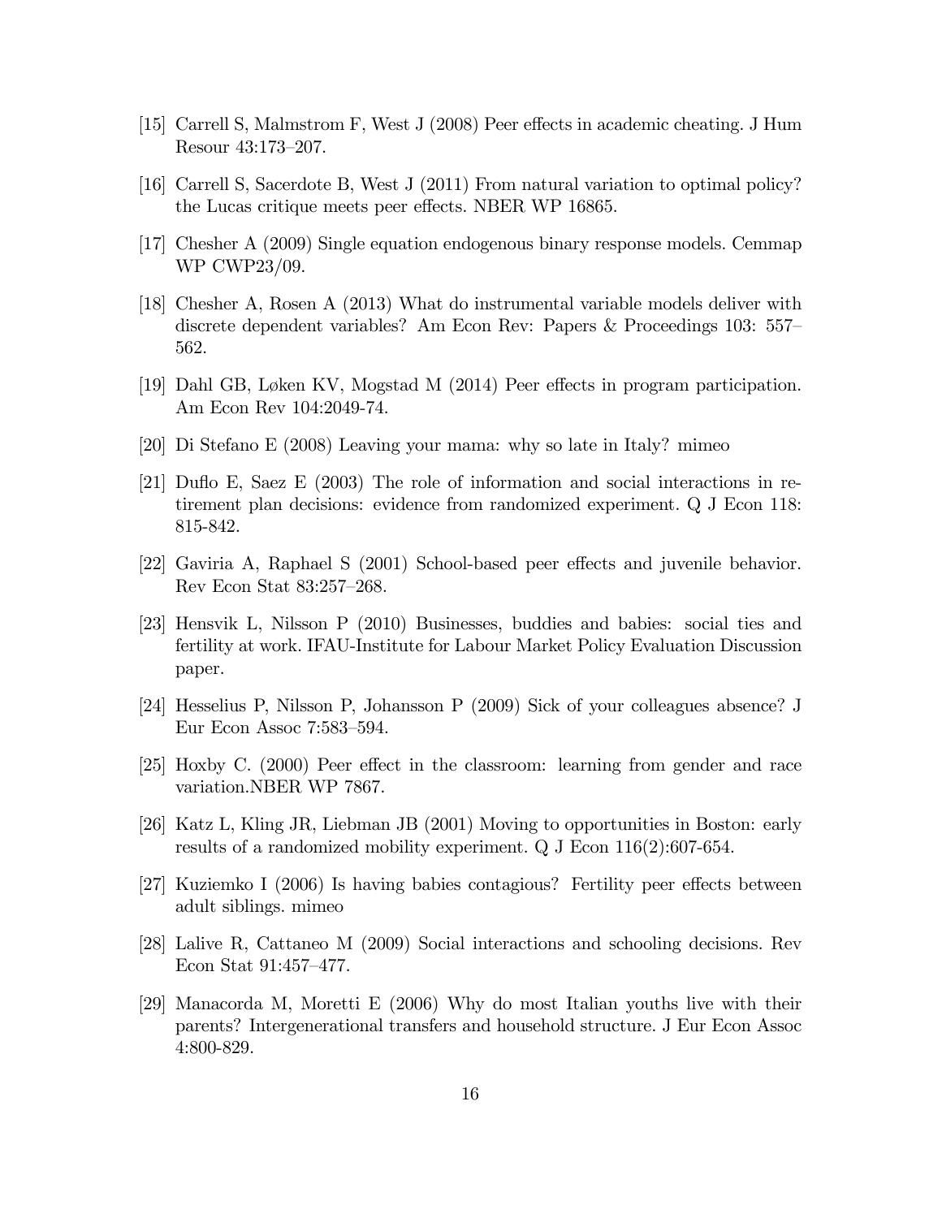[15] Carrell S, Malmstrom F, West J (2008) Peer effects in academic cheating. J Hum Resour 43:173–207.

[16] Carrell S, Sacerdote B, West J (2011) From natural variation to optimal policy? the Lucas critique meets peer effects. NBER WP 16865.

[17] Chesher A (2009) Single equation endogenous binary response models. Cemmap WP CWP23/09.

[18] Chesher A, Rosen A (2013) What do instrumental variable models deliver with discrete dependent variables? Am Econ Rev: Papers & Proceedings 103: 557–562.

[19] Dahl GB, Løken KV, Mogstad M (2014) Peer effects in program participation. Am Econ Rev 104:2049-74.

[20] Di Stefano E (2008) Leaving your mama: why so late in Italy? mimeo

[21] Duflo E, Saez E (2003) The role of information and social interactions in retirement plan decisions: evidence from randomized experiment. Q J Econ 118: 815-842.

[22] Gaviria A, Raphael S (2001) School-based peer effects and juvenile behavior. Rev Econ Stat 83:257–268.

[23] Hensvik L, Nilsson P (2010) Businesses, buddies and babies: social ties and fertility at work. IFAU-Institute for Labour Market Policy Evaluation Discussion paper.

[24] Hesselius P, Nilsson P, Johansson P (2009) Sick of your colleagues absence? J Eur Econ Assoc 7:583–594.

[25] Hoxby C. (2000) Peer effect in the classroom: learning from gender and race variation.NBER WP 7867.

[26] Katz L, Kling JR, Liebman JB (2001) Moving to opportunities in Boston: early results of a randomized mobility experiment. Q J Econ 116(2):607-654.

[27] Kuziemko I (2006) Is having babies contagious? Fertility peer effects between adult siblings. mimeo

[28] Lalive R, Cattaneo M (2009) Social interactions and schooling decisions. Rev Econ Stat 91:457–477.

[29] Manacorda M, Moretti E (2006) Why do most Italian youths live with their parents? Intergenerational transfers and household structure. J Eur Econ Assoc 4:800-829.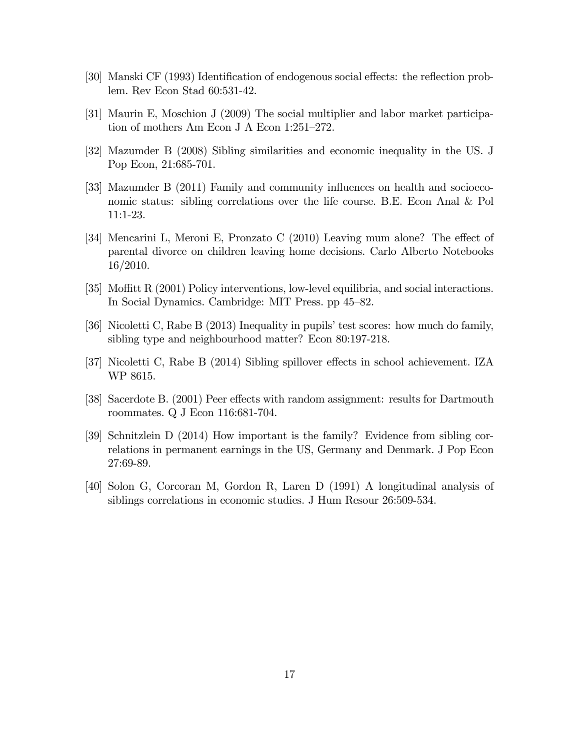[30] Manski CF (1993) Identification of endogenous social effects: the reflection problem. Rev Econ Stad 60:531-42.

[31] Maurin E, Moschion J (2009) The social multiplier and labor market participation of mothers Am Econ J A Econ 1:251–272.

[32] Mazumder B (2008) Sibling similarities and economic inequality in the US. J Pop Econ, 21:685-701.

[33] Mazumder B (2011) Family and community influences on health and socioeconomic status: sibling correlations over the life course. B.E. Econ Anal & Pol 11:1-23.

[34] Mencarini L, Meroni E, Pronzato C (2010) Leaving mum alone? The effect of parental divorce on children leaving home decisions. Carlo Alberto Notebooks 16/2010.

[35] Moffitt R (2001) Policy interventions, low-level equilibria, and social interactions. In Social Dynamics. Cambridge: MIT Press. pp 45–82.

[36] Nicoletti C, Rabe B (2013) Inequality in pupils' test scores: how much do family, sibling type and neighbourhood matter? Econ 80:197-218.

[37] Nicoletti C, Rabe B (2014) Sibling spillover effects in school achievement. IZA WP 8615.

[38] Sacerdote B. (2001) Peer effects with random assignment: results for Dartmouth roommates. Q J Econ 116:681-704.

[39] Schnitzlein D (2014) How important is the family? Evidence from sibling correlations in permanent earnings in the US, Germany and Denmark. J Pop Econ 27:69-89.

[40] Solon G, Corcoran M, Gordon R, Laren D (1991) A longitudinal analysis of siblings correlations in economic studies. J Hum Resour 26:509-534.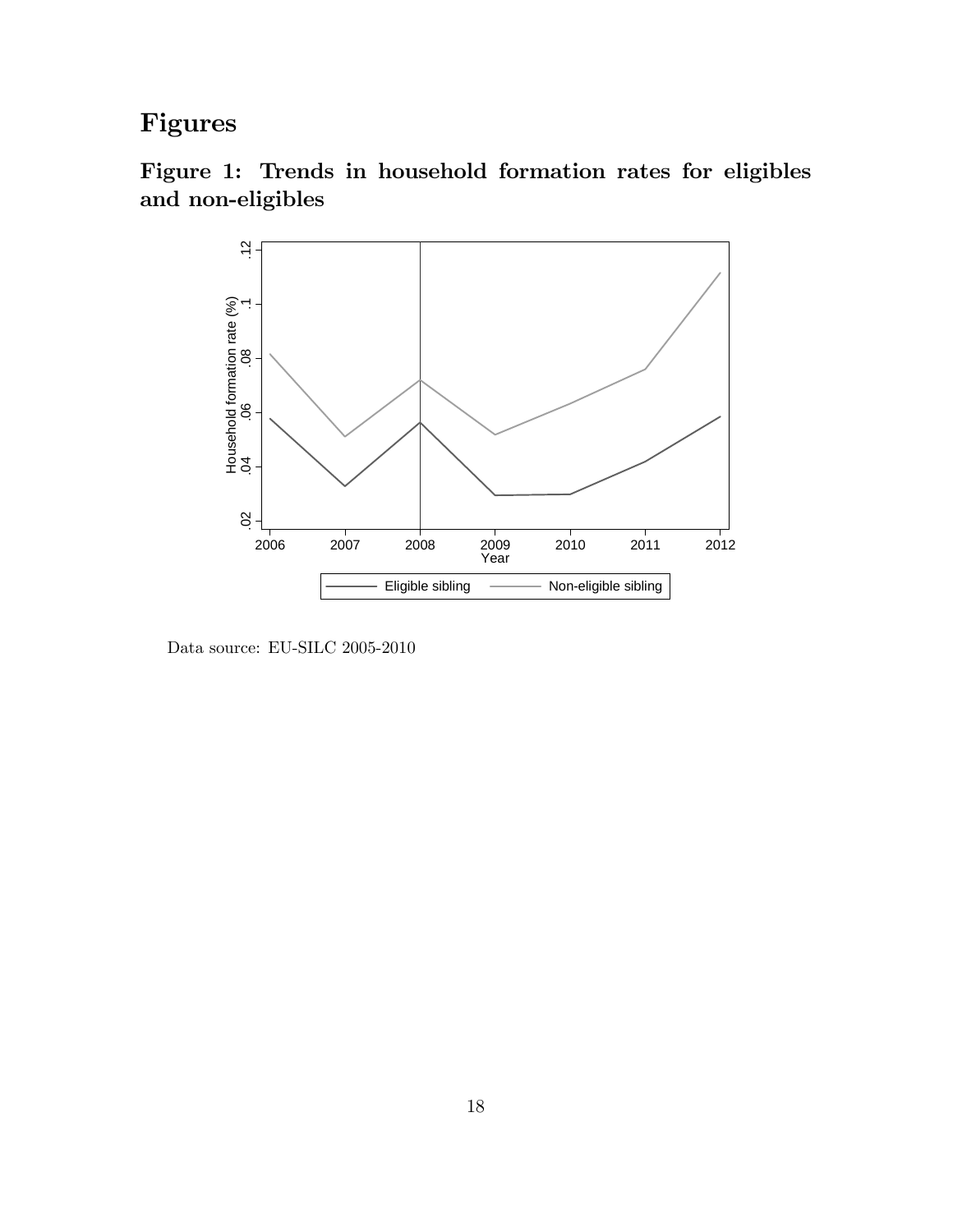# Figures

## Figure 1: Trends in household formation rates for eligibles and non-eligibles

Data source: EU-SILC 2005-2010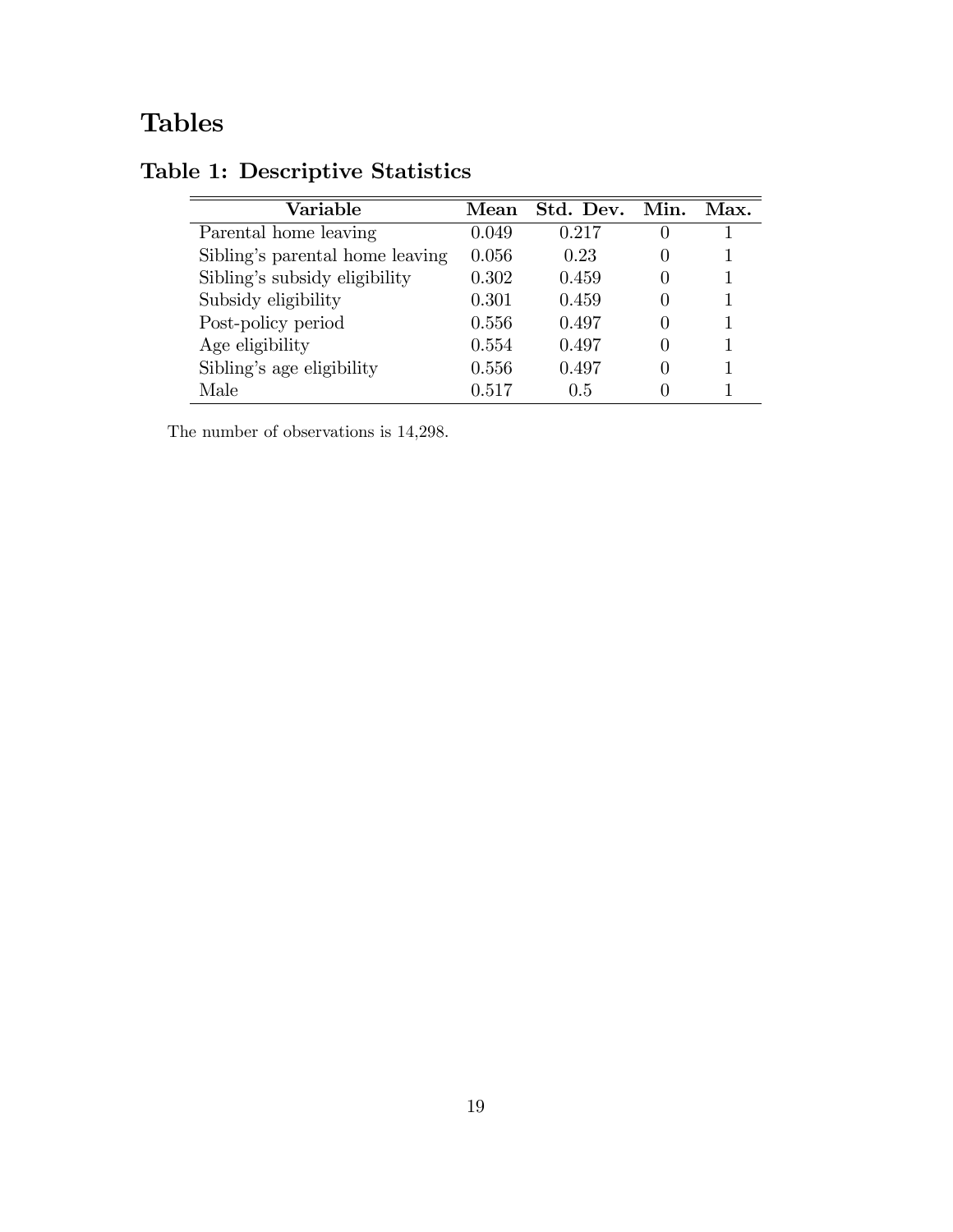# Tables

## Table 1: Descriptive Statistics

| Variable | Mean | Std. Dev. | Min. | Max. |
|---|---|---|---|---|
| Parental home leaving | 0.049 | 0.217 | 0 | 1 |
| Sibling's parental home leaving | 0.056 | 0.23 | 0 | 1 |
| Sibling's subsidy eligibility | 0.302 | 0.459 | 0 | 1 |
| Subsidy eligibility | 0.301 | 0.459 | 0 | 1 |
| Post-policy period | 0.556 | 0.497 | 0 | 1 |
| Age eligibility | 0.554 | 0.497 | 0 | 1 |
| Sibling's age eligibility | 0.556 | 0.497 | 0 | 1 |
| Male | 0.517 | 0.5 | 0 | 1 |

The number of observations is 14,298.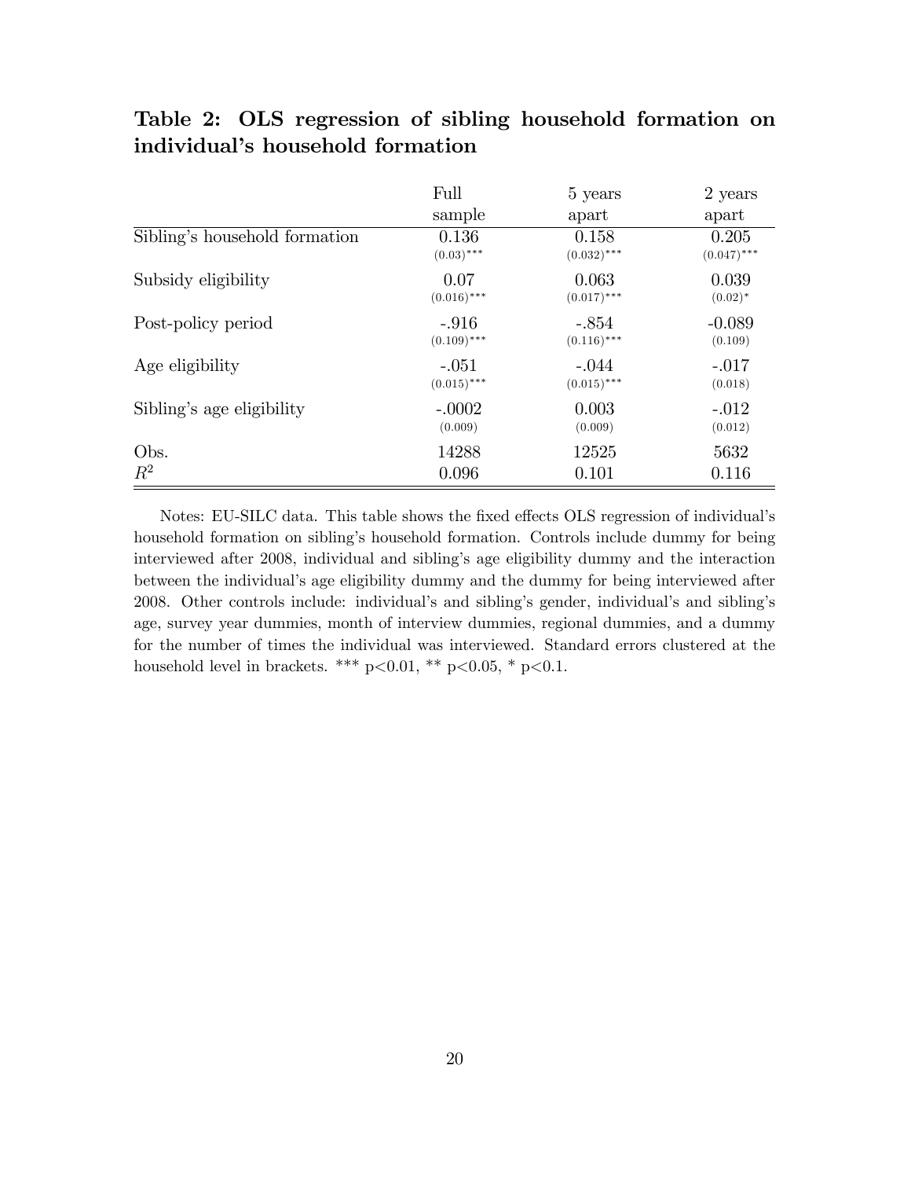## Table 2: OLS regression of sibling household formation on individual's household formation

| | Full sample | 5 years apart | 2 years apart |
|---|---|---|---|
| Sibling's household formation | 0.136 | 0.158 | 0.205 |
| | (0.03)*** | (0.032)*** | (0.047)*** |
| Subsidy eligibility | 0.07 | 0.063 | 0.039 |
| | (0.016)*** | (0.017)*** | (0.02)* |
| Post-policy period | -.916 | -.854 | -0.089 |
| | (0.109)*** | (0.116)*** | (0.109) |
| Age eligibility | -.051 | -.044 | -.017 |
| | (0.015)*** | (0.015)*** | (0.018) |
| Sibling's age eligibility | -.0002 | 0.003 | -.012 |
| | (0.009) | (0.009) | (0.012) |
| Obs. | 14288 | 12525 | 5632 |
| $R^2$ | 0.096 | 0.101 | 0.116 |

Notes: EU-SILC data. This table shows the fixed effects OLS regression of individual's household formation on sibling's household formation. Controls include dummy for being interviewed after 2008, individual and sibling's age eligibility dummy and the interaction between the individual's age eligibility dummy and the dummy for being interviewed after 2008. Other controls include: individual's and sibling's gender, individual's and sibling's age, survey year dummies, month of interview dummies, regional dummies, and a dummy for the number of times the individual was interviewed. Standard errors clustered at the household level in brackets. *** $p<0.01$, ** $p<0.05$, * $p<0.1$.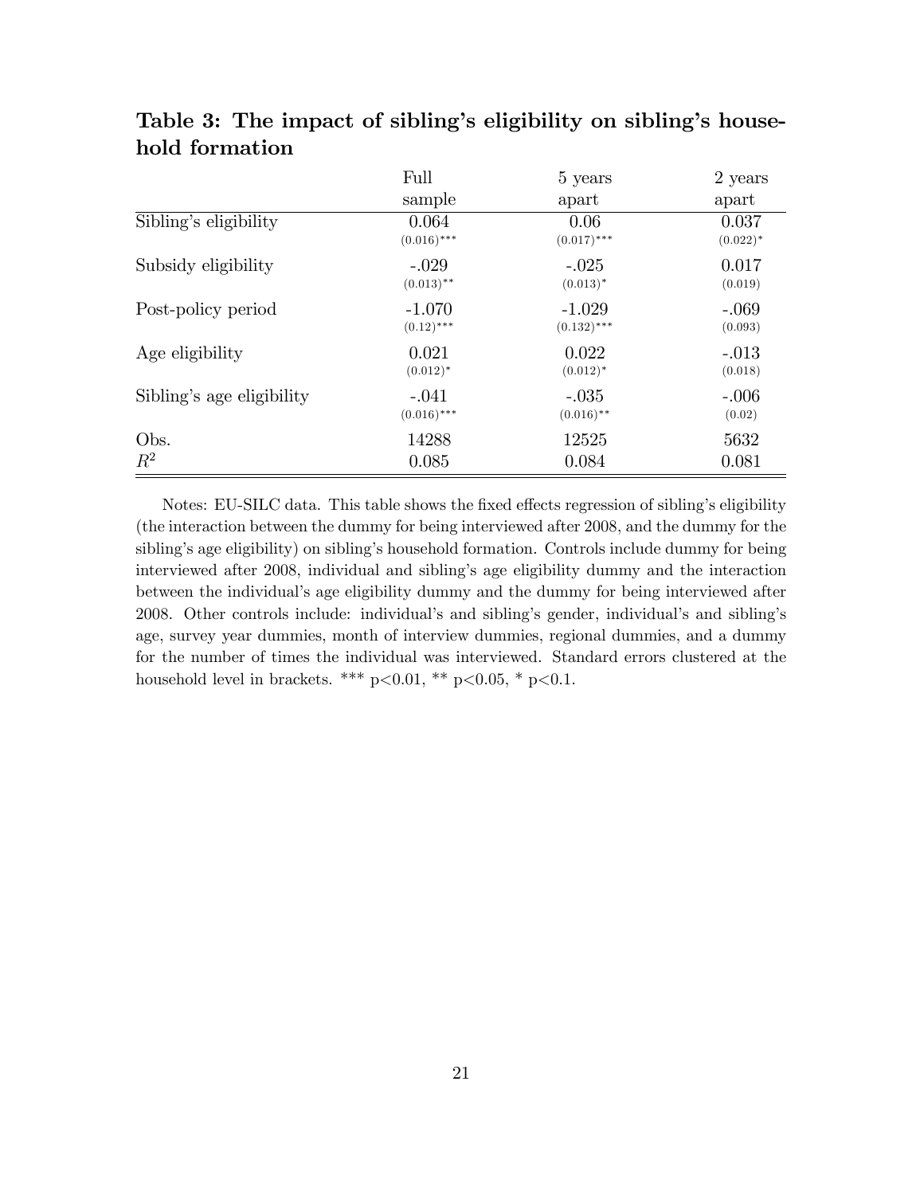## Table 3: The impact of sibling's eligibility on sibling's household formation

| | Full sample | 5 years apart | 2 years apart |
|---|---|---|---|
| Sibling's eligibility | 0.064 | 0.06 | 0.037 |
| | (0.016)*** | (0.017)*** | (0.022)* |
| Subsidy eligibility | -.029 | -.025 | 0.017 |
| | (0.013)** | (0.013)* | (0.019) |
| Post-policy period | -1.070 | -1.029 | -.069 |
| | (0.12)*** | (0.132)*** | (0.093) |
| Age eligibility | 0.021 | 0.022 | -.013 |
| | (0.012)* | (0.012)* | (0.018) |
| Sibling's age eligibility | -.041 | -.035 | -.006 |
| | (0.016)*** | (0.016)** | (0.02) |
| Obs. | 14288 | 12525 | 5632 |
| $R^2$ | 0.085 | 0.084 | 0.081 |

Notes: EU-SILC data. This table shows the fixed effects regression of sibling's eligibility (the interaction between the dummy for being interviewed after 2008, and the dummy for the sibling's age eligibility) on sibling's household formation. Controls include dummy for being interviewed after 2008, individual and sibling's age eligibility dummy and the interaction between the individual's age eligibility dummy and the dummy for being interviewed after 2008. Other controls include: individual's and sibling's gender, individual's and sibling's age, survey year dummies, month of interview dummies, regional dummies, and a dummy for the number of times the individual was interviewed. Standard errors clustered at the household level in brackets. *** $p<0.01$, ** $p<0.05$, * $p<0.1$.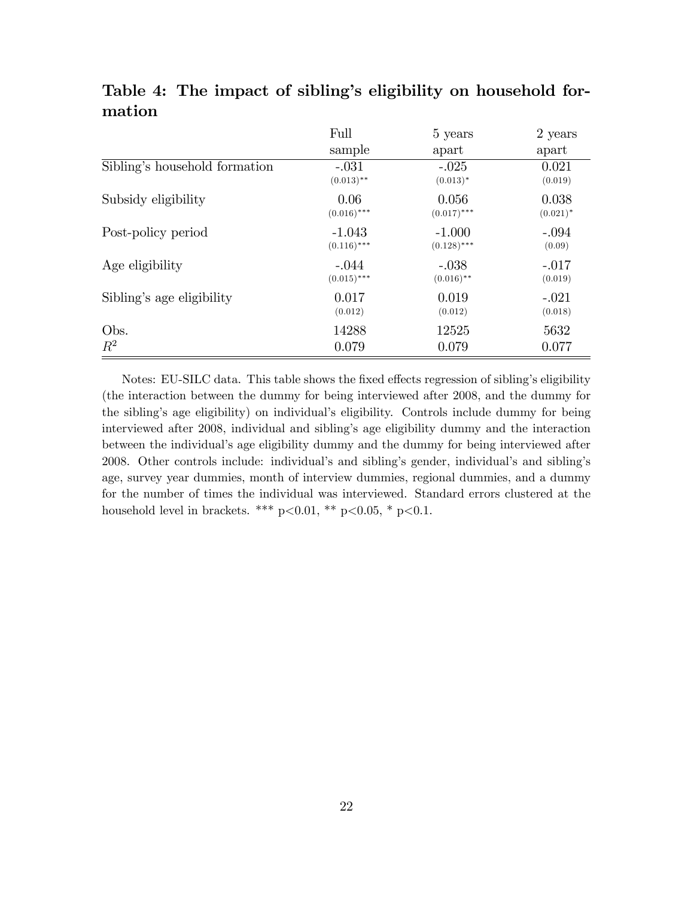## Table 4: The impact of sibling's eligibility on household formation

| | Full sample | 5 years apart | 2 years apart |
|---|---|---|---|
| Sibling's household formation | -.031 | -.025 | 0.021 |
| | (0.013)** | (0.013)* | (0.019) |
| Subsidy eligibility | 0.06 | 0.056 | 0.038 |
| | (0.016)*** | (0.017)*** | (0.021)* |
| Post-policy period | -1.043 | -1.000 | -.094 |
| | (0.116)*** | (0.128)*** | (0.09) |
| Age eligibility | -.044 | -.038 | -.017 |
| | (0.015)*** | (0.016)** | (0.019) |
| Sibling's age eligibility | 0.017 | 0.019 | -.021 |
| | (0.012) | (0.012) | (0.018) |
| Obs. | 14288 | 12525 | 5632 |
| $R^2$ | 0.079 | 0.079 | 0.077 |

Notes: EU-SILC data. This table shows the fixed effects regression of sibling's eligibility (the interaction between the dummy for being interviewed after 2008, and the dummy for the sibling's age eligibility) on individual's eligibility. Controls include dummy for being interviewed after 2008, individual and sibling's age eligibility dummy and the interaction between the individual's age eligibility dummy and the dummy for being interviewed after 2008. Other controls include: individual's and sibling's gender, individual's and sibling's age, survey year dummies, month of interview dummies, regional dummies, and a dummy for the number of times the individual was interviewed. Standard errors clustered at the household level in brackets. *** $p<0.01$, ** $p<0.05$, * $p<0.1$.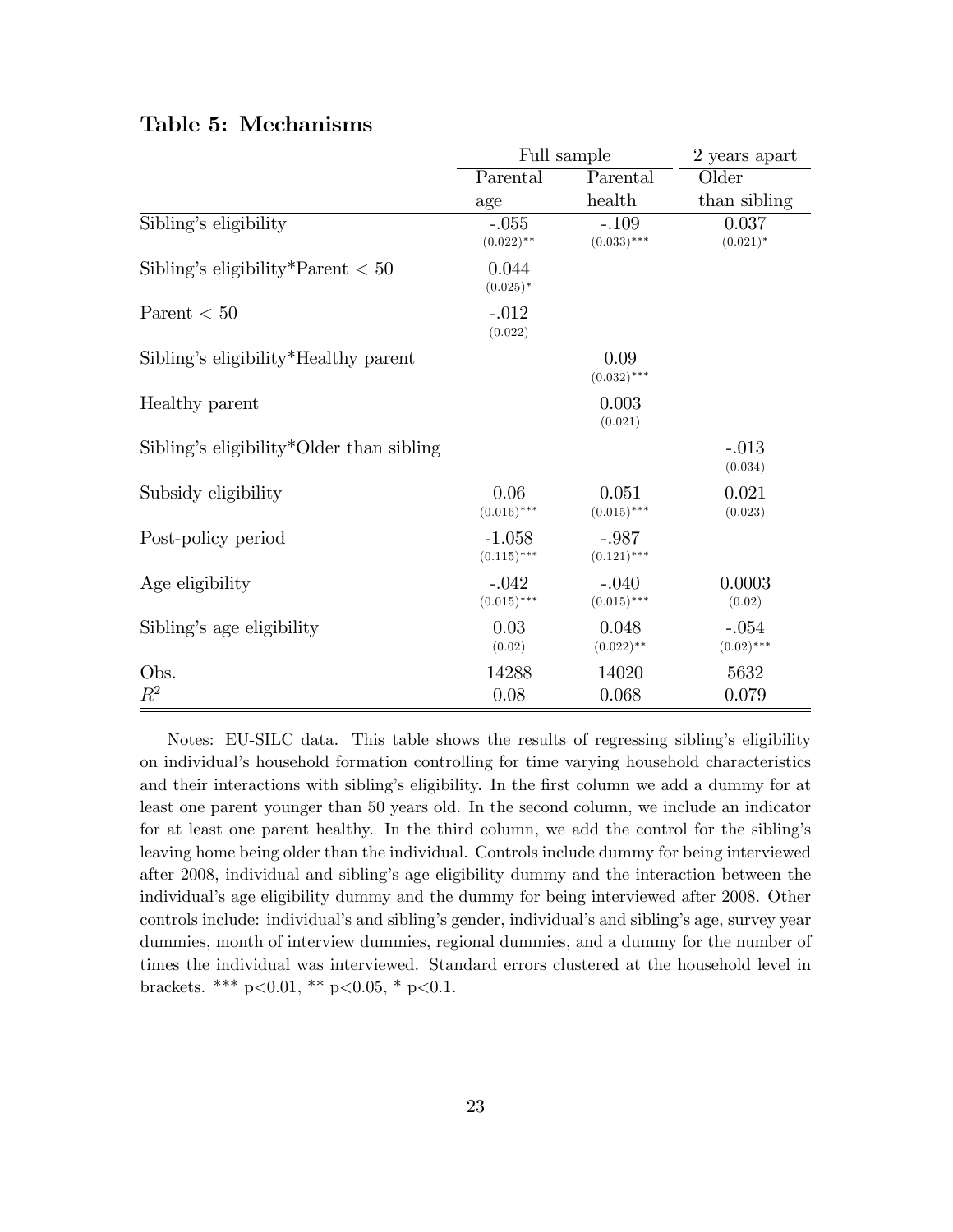## Table 5: Mechanisms

| | Full sample | | 2 years apart |
|---|---|---|---|
| | Parental age | Parental health | Older than sibling |
| Sibling's eligibility | -.055 (0.022)** | -.109 (0.033)*** | 0.037 (0.021)* |
| Sibling's eligibility*Parent < 50 | 0.044 (0.025)* | | |
| Parent < 50 | -.012 (0.022) | | |
| Sibling's eligibility*Healthy parent | | 0.09 (0.032)*** | |
| Healthy parent | | 0.003 (0.021) | |
| Sibling's eligibility*Older than sibling | | | -.013 (0.034) |
| Subsidy eligibility | 0.06 (0.016)*** | 0.051 (0.015)*** | 0.021 (0.023) |
| Post-policy period | -1.058 (0.115)*** | -.987 (0.121)*** | |
| Age eligibility | -.042 (0.015)*** | -.040 (0.015)*** | 0.0003 (0.02) |
| Sibling's age eligibility | 0.03 (0.02) | 0.048 (0.022)** | -.054 (0.02)*** |
| Obs. | 14288 | 14020 | 5632 |
| $R^2$ | 0.08 | 0.068 | 0.079 |

Notes: EU-SILC data. This table shows the results of regressing sibling's eligibility on individual's household formation controlling for time varying household characteristics and their interactions with sibling's eligibility. In the first column we add a dummy for at least one parent younger than 50 years old. In the second column, we include an indicator for at least one parent healthy. In the third column, we add the control for the sibling's leaving home being older than the individual. Controls include dummy for being interviewed after 2008, individual and sibling's age eligibility dummy and the interaction between the individual's age eligibility dummy and the dummy for being interviewed after 2008. Other controls include: individual's and sibling's gender, individual's and sibling's age, survey year dummies, month of interview dummies, regional dummies, and a dummy for the number of times the individual was interviewed. Standard errors clustered at the household level in brackets. *** p<0.01, ** p<0.05, * p<0.1.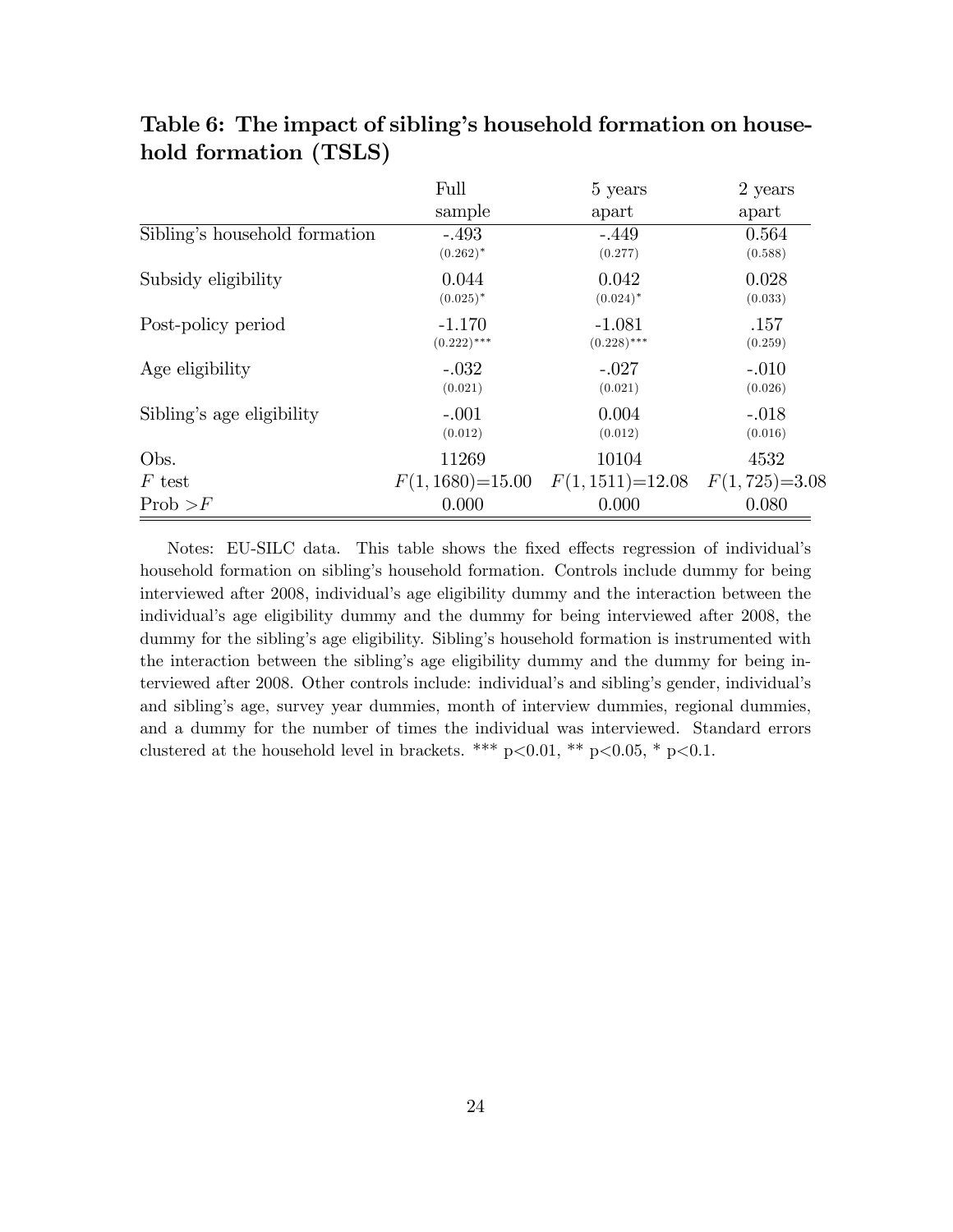## Table 6: The impact of sibling's household formation on household formation (TSLS)

| | Full sample | 5 years apart | 2 years apart |
|---|---|---|---|
| Sibling's household formation | -.493 | -.449 | 0.564 |
| | (0.262)* | (0.277) | (0.588) |
| Subsidy eligibility | 0.044 | 0.042 | 0.028 |
| | (0.025)* | (0.024)* | (0.033) |
| Post-policy period | -1.170 | -1.081 | .157 |
| | (0.222)*** | (0.228)*** | (0.259) |
| Age eligibility | -.032 | -.027 | -.010 |
| | (0.021) | (0.021) | (0.026) |
| Sibling's age eligibility | -.001 | 0.004 | -.018 |
| | (0.012) | (0.012) | (0.016) |
| Obs. | 11269 | 10104 | 4532 |
| $F$ test | $F(1, 1680)$=15.00 | $F(1, 1511)$=12.08 | $F(1, 725)$=3.08 |
| Prob $>F$ | 0.000 | 0.000 | 0.080 |

Notes: EU-SILC data. This table shows the fixed effects regression of individual's household formation on sibling's household formation. Controls include dummy for being interviewed after 2008, individual's age eligibility dummy and the interaction between the individual's age eligibility dummy and the dummy for being interviewed after 2008, the dummy for the sibling's age eligibility. Sibling's household formation is instrumented with the interaction between the sibling's age eligibility dummy and the dummy for being interviewed after 2008. Other controls include: individual's and sibling's gender, individual's and sibling's age, survey year dummies, month of interview dummies, regional dummies, and a dummy for the number of times the individual was interviewed. Standard errors clustered at the household level in brackets. *** p<0.01, ** p<0.05, * p<0.1.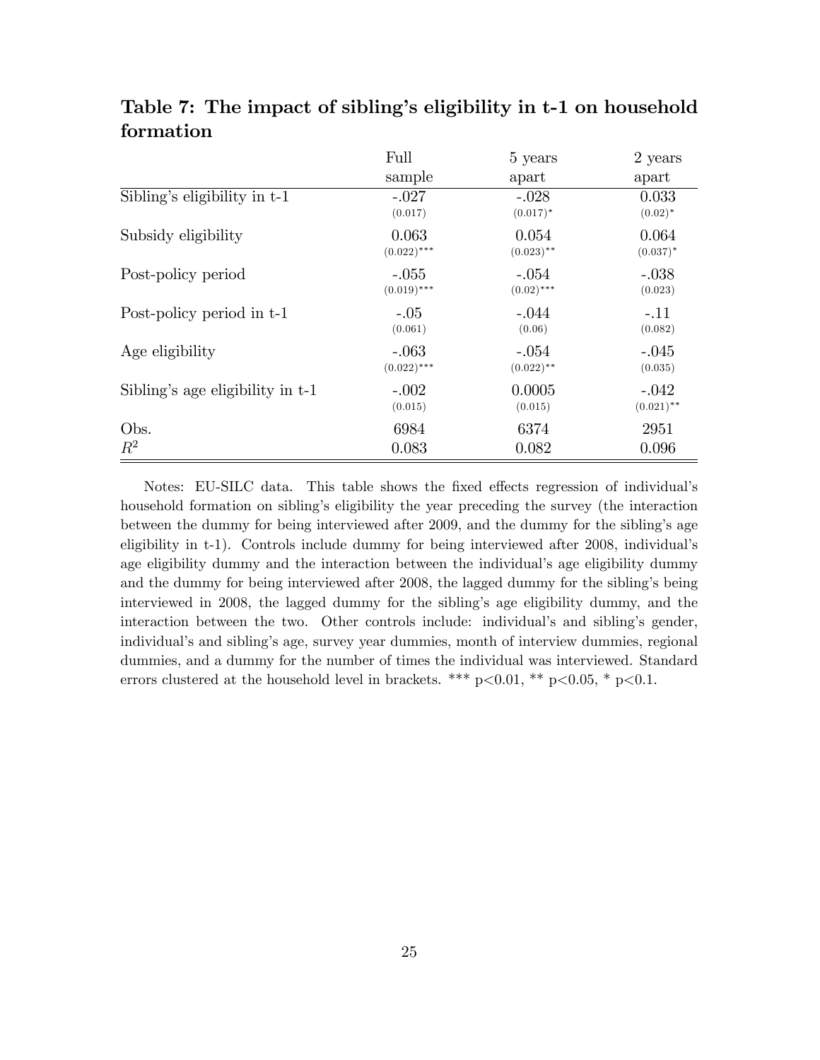## Table 7: The impact of sibling's eligibility in t-1 on household formation

| | Full sample | 5 years apart | 2 years apart |
|---|---|---|---|
| Sibling's eligibility in t-1 | -.027 | -.028 | 0.033 |
| | (0.017) | (0.017)* | (0.02)* |
| Subsidy eligibility | 0.063 | 0.054 | 0.064 |
| | (0.022)*** | (0.023)** | (0.037)* |
| Post-policy period | -.055 | -.054 | -.038 |
| | (0.019)*** | (0.02)*** | (0.023) |
| Post-policy period in t-1 | -.05 | -.044 | -.11 |
| | (0.061) | (0.06) | (0.082) |
| Age eligibility | -.063 | -.054 | -.045 |
| | (0.022)*** | (0.022)** | (0.035) |
| Sibling's age eligibility in t-1 | -.002 | 0.0005 | -.042 |
| | (0.015) | (0.015) | (0.021)** |
| Obs. | 6984 | 6374 | 2951 |
| $R^2$ | 0.083 | 0.082 | 0.096 |

Notes: EU-SILC data. This table shows the fixed effects regression of individual's household formation on sibling's eligibility the year preceding the survey (the interaction between the dummy for being interviewed after 2009, and the dummy for the sibling's age eligibility in t-1). Controls include dummy for being interviewed after 2008, individual's age eligibility dummy and the interaction between the individual's age eligibility dummy and the dummy for being interviewed after 2008, the lagged dummy for the sibling's being interviewed in 2008, the lagged dummy for the sibling's age eligibility dummy, and the interaction between the two. Other controls include: individual's and sibling's gender, individual's and sibling's age, survey year dummies, month of interview dummies, regional dummies, and a dummy for the number of times the individual was interviewed. Standard errors clustered at the household level in brackets. *** p<0.01, ** p<0.05, * p<0.1.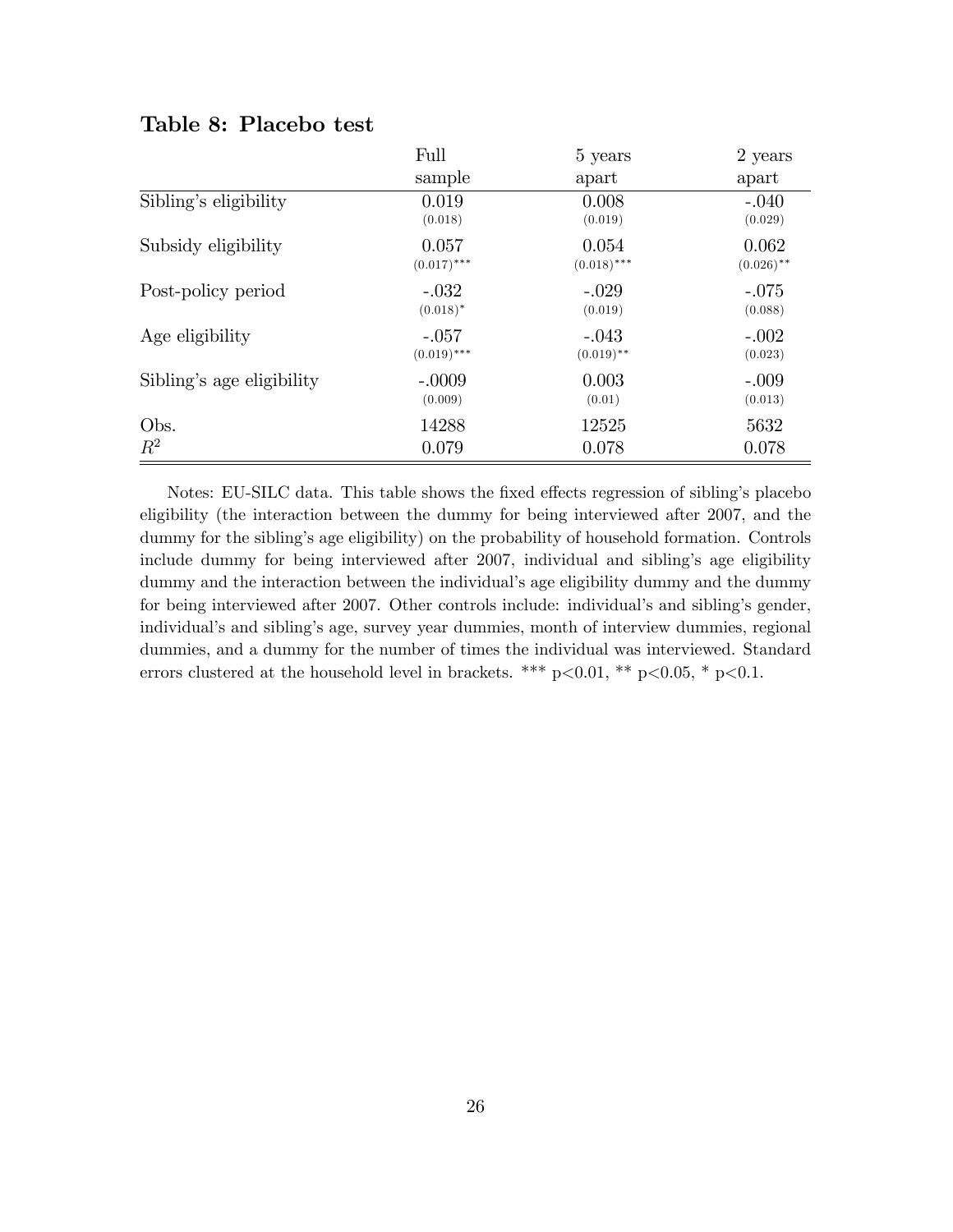## Table 8: Placebo test

| | Full sample | 5 years apart | 2 years apart |
|---|---|---|---|
| Sibling's eligibility | 0.019 | 0.008 | -.040 |
| | (0.018) | (0.019) | (0.029) |
| Subsidy eligibility | 0.057 | 0.054 | 0.062 |
| | (0.017)*** | (0.018)*** | (0.026)** |
| Post-policy period | -.032 | -.029 | -.075 |
| | (0.018)* | (0.019) | (0.088) |
| Age eligibility | -.057 | -.043 | -.002 |
| | (0.019)*** | (0.019)** | (0.023) |
| Sibling's age eligibility | -.0009 | 0.003 | -.009 |
| | (0.009) | (0.01) | (0.013) |
| Obs. | 14288 | 12525 | 5632 |
| $R^2$ | 0.079 | 0.078 | 0.078 |

Notes: EU-SILC data. This table shows the fixed effects regression of sibling's placebo eligibility (the interaction between the dummy for being interviewed after 2007, and the dummy for the sibling's age eligibility) on the probability of household formation. Controls include dummy for being interviewed after 2007, individual and sibling's age eligibility dummy and the interaction between the individual's age eligibility dummy and the dummy for being interviewed after 2007. Other controls include: individual's and sibling's gender, individual's and sibling's age, survey year dummies, month of interview dummies, regional dummies, and a dummy for the number of times the individual was interviewed. Standard errors clustered at the household level in brackets. *** $p<0.01$, ** $p<0.05$, * $p<0.1$.